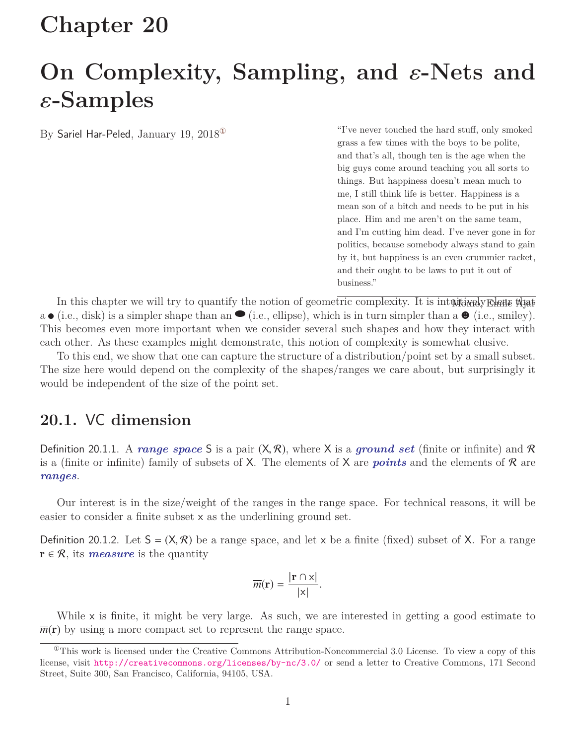# Chapter 20

# On Complexity, Sampling, and $\varepsilon$-Nets and $\varepsilon$-Samples

By Sariel Har-Peled, January 19, 2018[1]

> "I've never touched the hard stuff, only smoked grass a few times with the boys to be polite, and that's all, though ten is the age when the big guys come around teaching you all sorts to things. But happiness doesn't mean much to me, I still think life is better. Happiness is a mean son of a bitch and needs to be put in his place. Him and me aren't on the same team, and I'm cutting him dead. I've never gone in for politics, because somebody always stand to gain by it, but happiness is an even crummier racket, and their ought to be laws to put it out of business."
>
> Momo, Emile Ajar

In this chapter we will try to quantify the notion of geometric complexity. It is intuitively clear that a ● (i.e., disk) is a simpler shape than an ⬬ (i.e., ellipse), which is in turn simpler than a ☻ (i.e., smiley). This becomes even more important when we consider several such shapes and how they interact with each other. As these examples might demonstrate, this notion of complexity is somewhat elusive.

To this end, we show that one can capture the structure of a distribution/point set by a small subset. The size here would depend on the complexity of the shapes/ranges we care about, but surprisingly it would be independent of the size of the point set.

## 20.1. VC dimension

Definition 20.1.1. A ***range space*** $\mathsf{S}$ is a pair $(\mathsf{X}, \mathcal{R})$, where $\mathsf{X}$ is a ***ground set*** (finite or infinite) and $\mathcal{R}$ is a (finite or infinite) family of subsets of $\mathsf{X}$. The elements of $\mathsf{X}$ are ***points*** and the elements of $\mathcal{R}$ are ***ranges***.

Our interest is in the size/weight of the ranges in the range space. For technical reasons, it will be easier to consider a finite subset $\mathsf{x}$ as the underlining ground set.

Definition 20.1.2. Let $\mathsf{S} = (\mathsf{X}, \mathcal{R})$ be a range space, and let $\mathsf{x}$ be a finite (fixed) subset of $\mathsf{X}$. For a range $\mathbf{r} \in \mathcal{R}$, its ***measure*** is the quantity

$$\overline{m}(\mathbf{r}) = \frac{|\mathbf{r} \cap \mathsf{x}|}{|\mathsf{x}|}.$$

While $\mathsf{x}$ is finite, it might be very large. As such, we are interested in getting a good estimate to $\overline{m}(\mathbf{r})$ by using a more compact set to represent the range space.

[1] This work is licensed under the Creative Commons Attribution-Noncommercial 3.0 License. To view a copy of this license, visit http://creativecommons.org/licenses/by-nc/3.0/ or send a letter to Creative Commons, 171 Second Street, Suite 300, San Francisco, California, 94105, USA.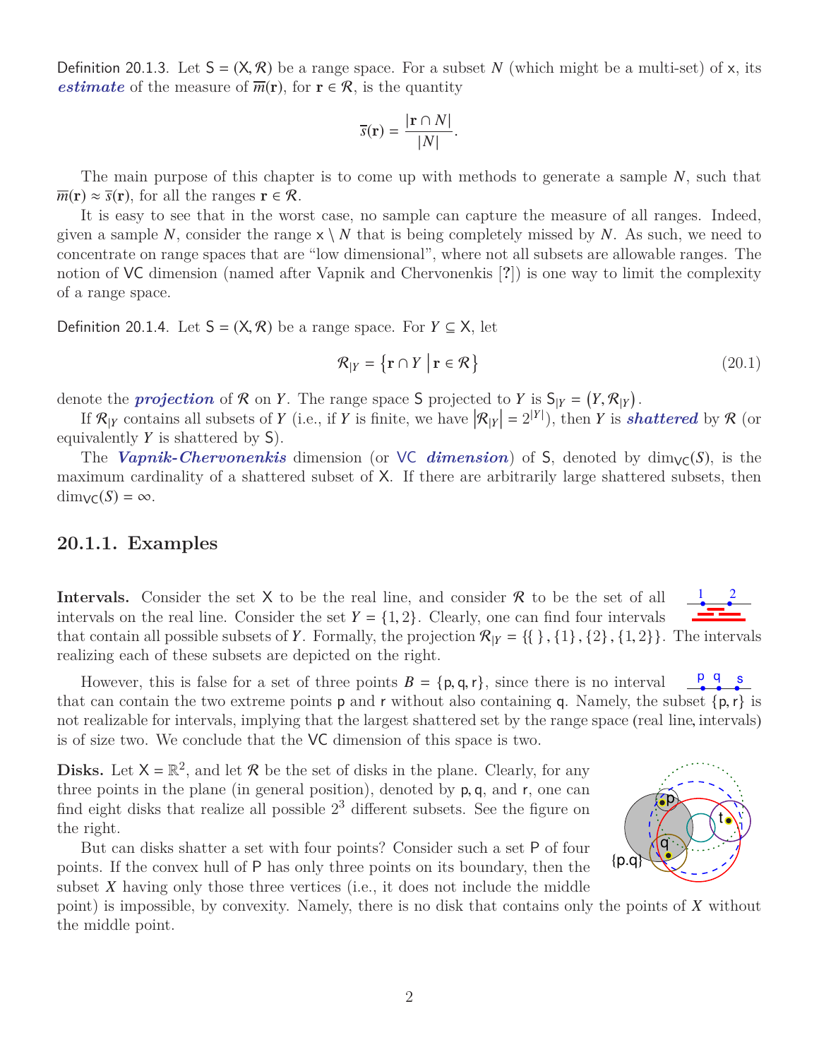Definition 20.1.3. Let $\mathsf{S} = (\mathsf{X}, \mathcal{R})$ be a range space. For a subset $N$ (which might be a multi-set) of $\mathsf{x}$, its ***estimate*** of the measure of $\overline{m}(\mathbf{r})$, for $\mathbf{r} \in \mathcal{R}$, is the quantity

$$\overline{s}(\mathbf{r}) = \frac{|\mathbf{r} \cap N|}{|N|}.$$

The main purpose of this chapter is to come up with methods to generate a sample $N$, such that $\overline{m}(\mathbf{r}) \approx \overline{s}(\mathbf{r})$, for all the ranges $\mathbf{r} \in \mathcal{R}$.

It is easy to see that in the worst case, no sample can capture the measure of all ranges. Indeed, given a sample $N$, consider the range $\mathsf{x} \setminus N$ that is being completely missed by $N$. As such, we need to concentrate on range spaces that are "low dimensional", where not all subsets are allowable ranges. The notion of VC dimension (named after Vapnik and Chervonenkis [?]) is one way to limit the complexity of a range space.

Definition 20.1.4. Let $\mathsf{S} = (\mathsf{X}, \mathcal{R})$ be a range space. For $Y \subseteq \mathsf{X}$, let

$$\mathcal{R}_{|Y} = \left\{ \mathbf{r} \cap Y \;\middle|\; \mathbf{r} \in \mathcal{R} \right\} \tag{20.1}$$

denote the ***projection*** of $\mathcal{R}$ on $Y$. The range space $\mathsf{S}$ projected to $Y$ is $\mathsf{S}_{|Y} = \left(Y, \mathcal{R}_{|Y}\right)$.

If $\mathcal{R}_{|Y}$ contains all subsets of $Y$ (i.e., if $Y$ is finite, we have $\left|\mathcal{R}_{|Y}\right| = 2^{|Y|}$), then $Y$ is ***shattered*** by $\mathcal{R}$ (or equivalently $Y$ is shattered by $\mathsf{S}$).

The ***Vapnik-Chervonenkis*** dimension (or VC ***dimension***) of $\mathsf{S}$, denoted by $\dim_{\mathsf{VC}}(S)$, is the maximum cardinality of a shattered subset of $\mathsf{X}$. If there are arbitrarily large shattered subsets, then $\dim_{\mathsf{VC}}(S) = \infty$.

### 20.1.1. Examples

**Intervals.** Consider the set $\mathsf{X}$ to be the real line, and consider $\mathcal{R}$ to be the set of all intervals on the real line. Consider the set $Y = \{1, 2\}$. Clearly, one can find four intervals that contain all possible subsets of $Y$. Formally, the projection $\mathcal{R}_{|Y} = \{\{\,\}, \{1\}, \{2\}, \{1, 2\}\}$. The intervals realizing each of these subsets are depicted on the right.

However, this is false for a set of three points $B = \{\mathsf{p}, \mathsf{q}, \mathsf{r}\}$, since there is no interval that can contain the two extreme points $\mathsf{p}$ and $\mathsf{r}$ without also containing $\mathsf{q}$. Namely, the subset $\{\mathsf{p}, \mathsf{r}\}$ is not realizable for intervals, implying that the largest shattered set by the range space (real line, intervals) is of size two. We conclude that the VC dimension of this space is two.

**Disks.** Let $\mathsf{X} = \mathbb{R}^2$, and let $\mathcal{R}$ be the set of disks in the plane. Clearly, for any three points in the plane (in general position), denoted by $\mathsf{p}, \mathsf{q}$, and $\mathsf{r}$, one can find eight disks that realize all possible $2^3$ different subsets. See the figure on the right.

But can disks shatter a set with four points? Consider such a set $\mathsf{P}$ of four points. If the convex hull of $\mathsf{P}$ has only three points on its boundary, then the subset $X$ having only those three vertices (i.e., it does not include the middle point) is impossible, by convexity. Namely, there is no disk that contains only the points of $X$ without the middle point.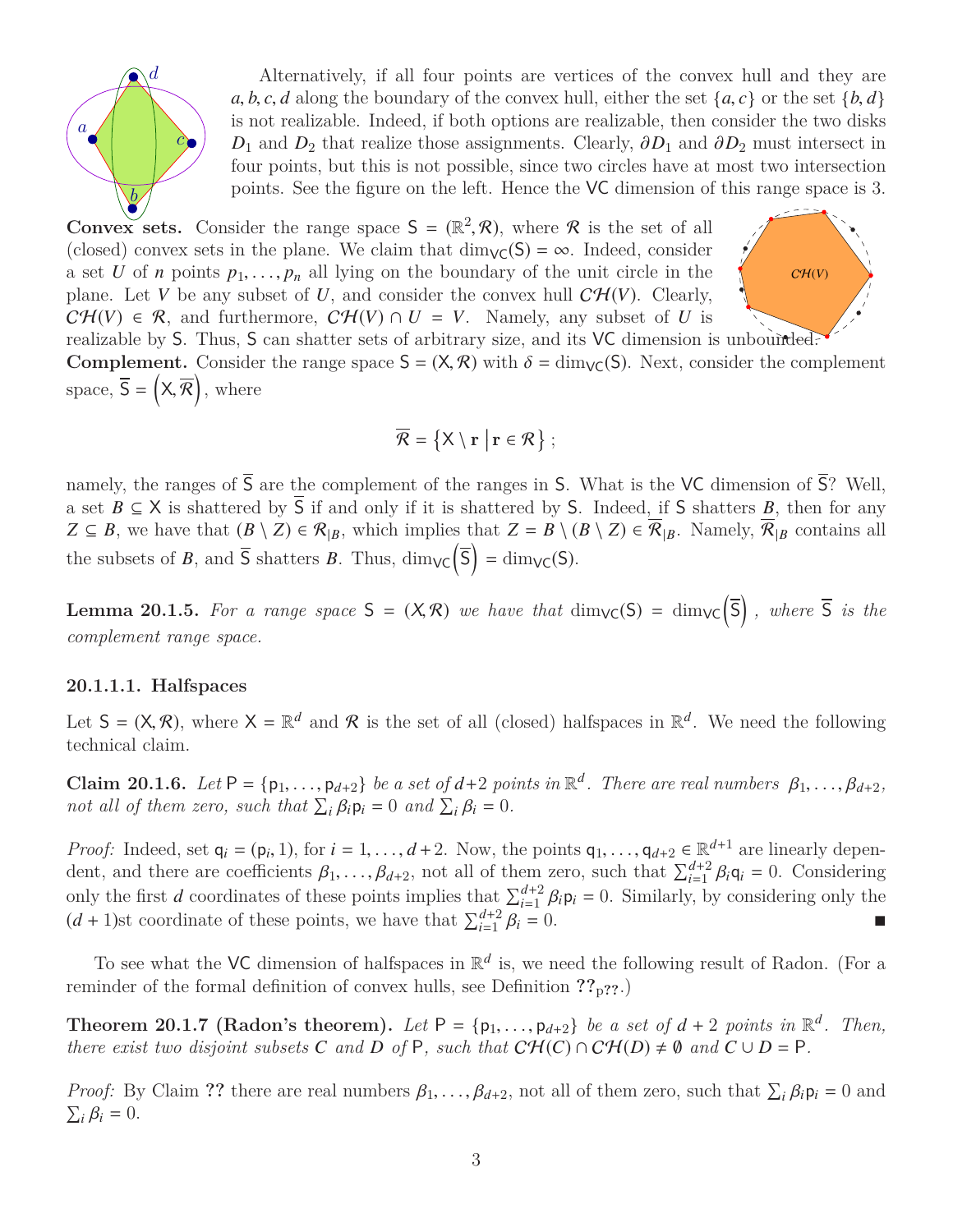Alternatively, if all four points are vertices of the convex hull and they are $a, b, c, d$ along the boundary of the convex hull, either the set $\{a, c\}$ or the set $\{b, d\}$ is not realizable. Indeed, if both options are realizable, then consider the two disks $D_1$ and $D_2$ that realize those assignments. Clearly, $\partial D_1$ and $\partial D_2$ must intersect in four points, but this is not possible, since two circles have at most two intersection points. See the figure on the left. Hence the VC dimension of this range space is 3.

**Convex sets.** Consider the range space $\mathsf{S} = (\mathbb{R}^2, \mathcal{R})$, where $\mathcal{R}$ is the set of all (closed) convex sets in the plane. We claim that $\dim_{\mathsf{VC}}(\mathsf{S}) = \infty$. Indeed, consider a set $U$ of $n$ points $p_1, \ldots, p_n$ all lying on the boundary of the unit circle in the plane. Let $V$ be any subset of $U$, and consider the convex hull $\mathcal{CH}(V)$. Clearly, $\mathcal{CH}(V) \in \mathcal{R}$, and furthermore, $\mathcal{CH}(V) \cap U = V$. Namely, any subset of $U$ is realizable by $\mathsf{S}$. Thus, $\mathsf{S}$ can shatter sets of arbitrary size, and its VC dimension is unbounded.

**Complement.** Consider the range space $\mathsf{S} = (\mathsf{X}, \mathcal{R})$ with $\delta = \dim_{\mathsf{VC}}(\mathsf{S})$. Next, consider the complement space, $\overline{\mathsf{S}} = \left(\mathsf{X}, \overline{\mathcal{R}}\right)$, where

$$\overline{\mathcal{R}} = \left\{ \mathsf{X} \setminus \mathbf{r} \,\middle|\, \mathbf{r} \in \mathcal{R} \right\};$$

namely, the ranges of $\overline{\mathsf{S}}$ are the complement of the ranges in $\mathsf{S}$. What is the VC dimension of $\overline{\mathsf{S}}$? Well, a set $B \subseteq \mathsf{X}$ is shattered by $\overline{\mathsf{S}}$ if and only if it is shattered by $\mathsf{S}$. Indeed, if $\mathsf{S}$ shatters $B$, then for any $Z \subseteq B$, we have that $(B \setminus Z) \in \mathcal{R}_{|B}$, which implies that $Z = B \setminus (B \setminus Z) \in \overline{\mathcal{R}}_{|B}$. Namely, $\overline{\mathcal{R}}_{|B}$ contains all the subsets of $B$, and $\overline{\mathsf{S}}$ shatters $B$. Thus, $\dim_{\mathsf{VC}}\left(\overline{\mathsf{S}}\right) = \dim_{\mathsf{VC}}(\mathsf{S})$.

**Lemma 20.1.5.** *For a range space $\mathsf{S} = (\mathsf{X}, \mathcal{R})$ we have that $\dim_{\mathsf{VC}}(\mathsf{S}) = \dim_{\mathsf{VC}}\left(\overline{\mathsf{S}}\right)$, where $\overline{\mathsf{S}}$ is the complement range space.*

#### 20.1.1.1. Halfspaces

Let $\mathsf{S} = (\mathsf{X}, \mathcal{R})$, where $\mathsf{X} = \mathbb{R}^d$ and $\mathcal{R}$ is the set of all (closed) halfspaces in $\mathbb{R}^d$. We need the following technical claim.

**Claim 20.1.6.** *Let $\mathsf{P} = \{\mathsf{p}_1, \ldots, \mathsf{p}_{d+2}\}$ be a set of $d+2$ points in $\mathbb{R}^d$. There are real numbers $\beta_1, \ldots, \beta_{d+2}$, not all of them zero, such that $\sum_i \beta_i \mathsf{p}_i = 0$ and $\sum_i \beta_i = 0$.*

*Proof:* Indeed, set $\mathsf{q}_i = (\mathsf{p}_i, 1)$, for $i = 1, \ldots, d+2$. Now, the points $\mathsf{q}_1, \ldots, \mathsf{q}_{d+2} \in \mathbb{R}^{d+1}$ are linearly dependent, and there are coefficients $\beta_1, \ldots, \beta_{d+2}$, not all of them zero, such that $\sum_{i=1}^{d+2} \beta_i \mathsf{q}_i = 0$. Considering only the first $d$ coordinates of these points implies that $\sum_{i=1}^{d+2} \beta_i \mathsf{p}_i = 0$. Similarly, by considering only the $(d+1)$st coordinate of these points, we have that $\sum_{i=1}^{d+2} \beta_i = 0$. ■

To see what the VC dimension of halfspaces in $\mathbb{R}^d$ is, we need the following result of Radon. (For a reminder of the formal definition of convex hulls, see Definition ??$_{\text{p??}}$.)

**Theorem 20.1.7 (Radon's theorem).** *Let $\mathsf{P} = \{\mathsf{p}_1, \ldots, \mathsf{p}_{d+2}\}$ be a set of $d+2$ points in $\mathbb{R}^d$. Then, there exist two disjoint subsets $C$ and $D$ of $\mathsf{P}$, such that $\mathcal{CH}(C) \cap \mathcal{CH}(D) \neq \emptyset$ and $C \cup D = \mathsf{P}$.*

*Proof:* By Claim ?? there are real numbers $\beta_1, \ldots, \beta_{d+2}$, not all of them zero, such that $\sum_i \beta_i \mathsf{p}_i = 0$ and $\sum_i \beta_i = 0$.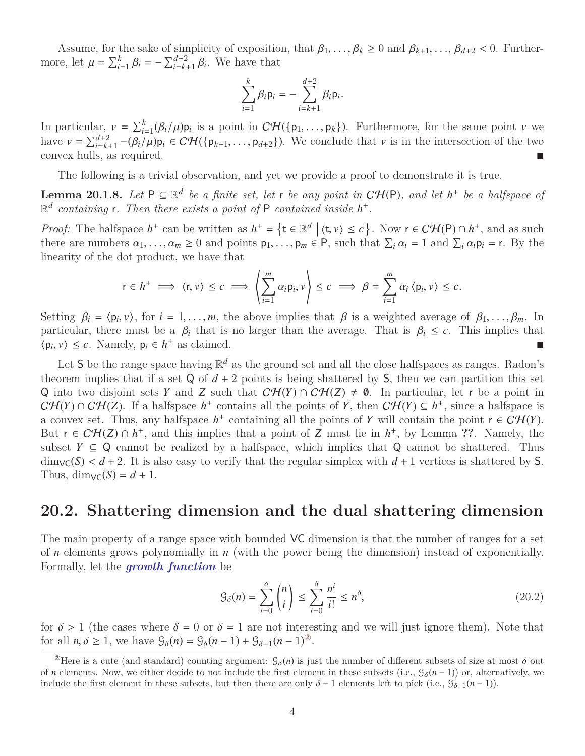Assume, for the sake of simplicity of exposition, that $\beta_1, \ldots, \beta_k \geq 0$ and $\beta_{k+1}, \ldots, \beta_{d+2} < 0$. Furthermore, let $\mu = \sum_{i=1}^{k} \beta_i = -\sum_{i=k+1}^{d+2} \beta_i$. We have that

$$\sum_{i=1}^{k} \beta_i \mathsf{p}_i = -\sum_{i=k+1}^{d+2} \beta_i \mathsf{p}_i.$$

In particular, $v = \sum_{i=1}^{k} (\beta_i/\mu)\mathsf{p}_i$ is a point in $\mathcal{CH}(\{\mathsf{p}_1, \ldots, \mathsf{p}_k\})$. Furthermore, for the same point $v$ we have $v = \sum_{i=k+1}^{d+2} -(\beta_i/\mu)\mathsf{p}_i \in \mathcal{CH}(\{\mathsf{p}_{k+1}, \ldots, \mathsf{p}_{d+2}\})$. We conclude that $v$ is in the intersection of the two convex hulls, as required. ■

The following is a trivial observation, and yet we provide a proof to demonstrate it is true.

**Lemma 20.1.8.** *Let $\mathsf{P} \subseteq \mathbb{R}^d$ be a finite set, let $\mathsf{r}$ be any point in $\mathcal{CH}(\mathsf{P})$, and let $h^+$ be a halfspace of $\mathbb{R}^d$ containing $\mathsf{r}$. Then there exists a point of $\mathsf{P}$ contained inside $h^+$.*

*Proof:* The halfspace $h^+$ can be written as $h^+ = \left\{ \mathsf{t} \in \mathbb{R}^d \;\middle|\; \langle \mathsf{t}, v \rangle \leq c \right\}$. Now $\mathsf{r} \in \mathcal{CH}(\mathsf{P}) \cap h^+$, and as such there are numbers $\alpha_1, \ldots, \alpha_m \geq 0$ and points $\mathsf{p}_1, \ldots, \mathsf{p}_m \in \mathsf{P}$, such that $\sum_i \alpha_i = 1$ and $\sum_i \alpha_i \mathsf{p}_i = \mathsf{r}$. By the linearity of the dot product, we have that

$$\mathsf{r} \in h^+ \implies \langle \mathsf{r}, v \rangle \leq c \implies \left\langle \sum_{i=1}^{m} \alpha_i \mathsf{p}_i, v \right\rangle \leq c \implies \beta = \sum_{i=1}^{m} \alpha_i \langle \mathsf{p}_i, v \rangle \leq c.$$

Setting $\beta_i = \langle \mathsf{p}_i, v \rangle$, for $i = 1, \ldots, m$, the above implies that $\beta$ is a weighted average of $\beta_1, \ldots, \beta_m$. In particular, there must be a $\beta_i$ that is no larger than the average. That is $\beta_i \leq c$. This implies that $\langle \mathsf{p}_i, v \rangle \leq c$. Namely, $\mathsf{p}_i \in h^+$ as claimed. ■

Let $\mathsf{S}$ be the range space having $\mathbb{R}^d$ as the ground set and all the close halfspaces as ranges. Radon's theorem implies that if a set $\mathsf{Q}$ of $d+2$ points is being shattered by $\mathsf{S}$, then we can partition this set $\mathsf{Q}$ into two disjoint sets $Y$ and $Z$ such that $\mathcal{CH}(Y) \cap \mathcal{CH}(Z) \neq \emptyset$. In particular, let $\mathsf{r}$ be a point in $\mathcal{CH}(Y) \cap \mathcal{CH}(Z)$. If a halfspace $h^+$ contains all the points of $Y$, then $\mathcal{CH}(Y) \subseteq h^+$, since a halfspace is a convex set. Thus, any halfspace $h^+$ containing all the points of $Y$ will contain the point $\mathsf{r} \in \mathcal{CH}(Y)$. But $\mathsf{r} \in \mathcal{CH}(Z) \cap h^+$, and this implies that a point of $Z$ must lie in $h^+$, by Lemma **??**. Namely, the subset $Y \subseteq \mathsf{Q}$ cannot be realized by a halfspace, which implies that $\mathsf{Q}$ cannot be shattered. Thus $\dim_{\mathsf{VC}}(S) < d+2$. It is also easy to verify that the regular simplex with $d+1$ vertices is shattered by $\mathsf{S}$. Thus, $\dim_{\mathsf{VC}}(S) = d+1$.

## 20.2. Shattering dimension and the dual shattering dimension

The main property of a range space with bounded $\mathsf{VC}$ dimension is that the number of ranges for a set of $n$ elements grows polynomially in $n$ (with the power being the dimension) instead of exponentially. Formally, let the ***growth function*** be

$$\mathcal{G}_\delta(n) = \sum_{i=0}^{\delta} \binom{n}{i} \leq \sum_{i=0}^{\delta} \frac{n^i}{i!} \leq n^\delta, \tag{20.2}$$

for $\delta > 1$ (the cases where $\delta = 0$ or $\delta = 1$ are not interesting and we will just ignore them). Note that for all $n, \delta \geq 1$, we have $\mathcal{G}_\delta(n) = \mathcal{G}_\delta(n-1) + \mathcal{G}_{\delta-1}(n-1)$[2].

[2] Here is a cute (and standard) counting argument: $\mathcal{G}_\delta(n)$ is just the number of different subsets of size at most $\delta$ out of $n$ elements. Now, we either decide to not include the first element in these subsets (i.e., $\mathcal{G}_\delta(n-1)$) or, alternatively, we include the first element in these subsets, but then there are only $\delta - 1$ elements left to pick (i.e., $\mathcal{G}_{\delta-1}(n-1)$).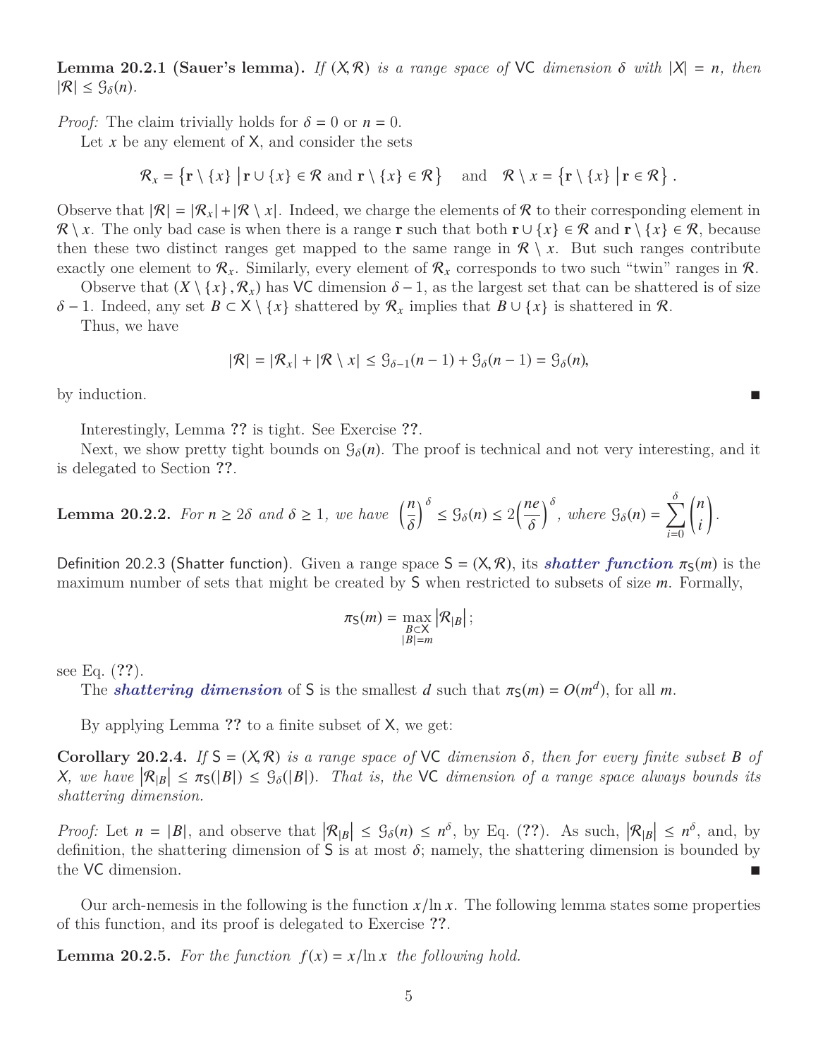**Lemma 20.2.1 (Sauer's lemma).** *If $(X, \mathcal{R})$ is a range space of* VC *dimension $\delta$ with $|X| = n$, then $|\mathcal{R}| \leq \mathcal{G}_\delta(n)$.*

*Proof:* The claim trivially holds for $\delta = 0$ or $n = 0$.

Let $x$ be any element of $\mathsf{X}$, and consider the sets

$$\mathcal{R}_x = \left\{ \mathbf{r} \setminus \{x\} \;\middle|\; \mathbf{r} \cup \{x\} \in \mathcal{R} \text{ and } \mathbf{r} \setminus \{x\} \in \mathcal{R} \right\} \quad \text{and} \quad \mathcal{R} \setminus x = \left\{ \mathbf{r} \setminus \{x\} \;\middle|\; \mathbf{r} \in \mathcal{R} \right\}.$$

Observe that $|\mathcal{R}| = |\mathcal{R}_x| + |\mathcal{R} \setminus x|$. Indeed, we charge the elements of $\mathcal{R}$ to their corresponding element in $\mathcal{R} \setminus x$. The only bad case is when there is a range $\mathbf{r}$ such that both $\mathbf{r} \cup \{x\} \in \mathcal{R}$ and $\mathbf{r} \setminus \{x\} \in \mathcal{R}$, because then these two distinct ranges get mapped to the same range in $\mathcal{R} \setminus x$. But such ranges contribute exactly one element to $\mathcal{R}_x$. Similarly, every element of $\mathcal{R}_x$ corresponds to two such "twin" ranges in $\mathcal{R}$.

Observe that $(X \setminus \{x\}, \mathcal{R}_x)$ has VC dimension $\delta - 1$, as the largest set that can be shattered is of size $\delta - 1$. Indeed, any set $B \subset \mathsf{X} \setminus \{x\}$ shattered by $\mathcal{R}_x$ implies that $B \cup \{x\}$ is shattered in $\mathcal{R}$.

Thus, we have

$$|\mathcal{R}| = |\mathcal{R}_x| + |\mathcal{R} \setminus x| \leq \mathcal{G}_{\delta-1}(n-1) + \mathcal{G}_\delta(n-1) = \mathcal{G}_\delta(n),$$

by induction. ∎

Interestingly, Lemma **??** is tight. See Exercise **??**.

Next, we show pretty tight bounds on $\mathcal{G}_\delta(n)$. The proof is technical and not very interesting, and it is delegated to Section **??**.

**Lemma 20.2.2.** *For $n \geq 2\delta$ and $\delta \geq 1$, we have $\left(\frac{n}{\delta}\right)^\delta \leq \mathcal{G}_\delta(n) \leq 2\left(\frac{ne}{\delta}\right)^\delta$, where $\mathcal{G}_\delta(n) = \sum_{i=0}^{\delta} \binom{n}{i}$.*

Definition 20.2.3 (Shatter function). Given a range space $\mathsf{S} = (\mathsf{X}, \mathcal{R})$, its ***shatter function*** $\pi_{\mathsf{S}}(m)$ is the maximum number of sets that might be created by $\mathsf{S}$ when restricted to subsets of size $m$. Formally,

$$\pi_{\mathsf{S}}(m) = \max_{\substack{B \subset \mathsf{X} \\ |B| = m}} \left|\mathcal{R}_{|B}\right|;$$

see Eq. (**??**).

The ***shattering dimension*** of $\mathsf{S}$ is the smallest $d$ such that $\pi_{\mathsf{S}}(m) = O(m^d)$, for all $m$.

By applying Lemma **??** to a finite subset of $\mathsf{X}$, we get:

**Corollary 20.2.4.** *If $\mathsf{S} = (X, \mathcal{R})$ is a range space of* VC *dimension $\delta$, then for every finite subset $B$ of $X$, we have $\left|\mathcal{R}_{|B}\right| \leq \pi_{\mathsf{S}}(|B|) \leq \mathcal{G}_\delta(|B|)$. That is, the* VC *dimension of a range space always bounds its shattering dimension.*

*Proof:* Let $n = |B|$, and observe that $\left|\mathcal{R}_{|B}\right| \leq \mathcal{G}_\delta(n) \leq n^\delta$, by Eq. (**??**). As such, $\left|\mathcal{R}_{|B}\right| \leq n^\delta$, and, by definition, the shattering dimension of $\mathsf{S}$ is at most $\delta$; namely, the shattering dimension is bounded by the VC dimension. ∎

Our arch-nemesis in the following is the function $x/\ln x$. The following lemma states some properties of this function, and its proof is delegated to Exercise **??**.

**Lemma 20.2.5.** *For the function $f(x) = x/\ln x$ the following hold.*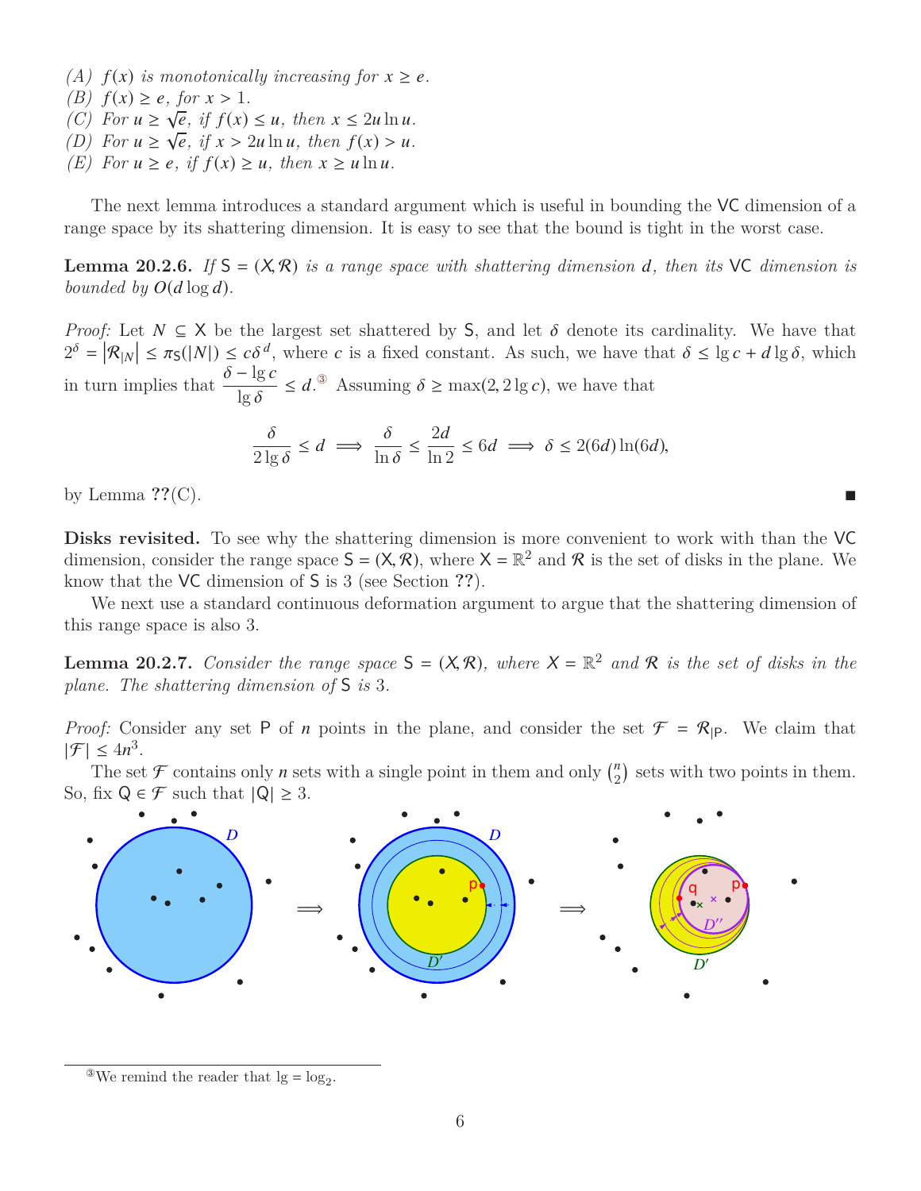*(A)* $f(x)$ *is monotonically increasing for* $x \geq e$.
*(B)* $f(x) \geq e$, *for* $x > 1$.
*(C)* *For* $u \geq \sqrt{e}$, *if* $f(x) \leq u$, *then* $x \leq 2u \ln u$.
*(D)* *For* $u \geq \sqrt{e}$, *if* $x > 2u \ln u$, *then* $f(x) > u$.
*(E)* *For* $u \geq e$, *if* $f(x) \geq u$, *then* $x \geq u \ln u$.

The next lemma introduces a standard argument which is useful in bounding the VC dimension of a range space by its shattering dimension. It is easy to see that the bound is tight in the worst case.

**Lemma 20.2.6.** *If* $\mathsf{S} = (\mathsf{X}, \mathcal{R})$ *is a range space with shattering dimension* $d$, *then its* VC *dimension is bounded by* $O(d \log d)$.

*Proof:* Let $N \subseteq \mathsf{X}$ be the largest set shattered by $\mathsf{S}$, and let $\delta$ denote its cardinality. We have that $2^\delta = \left|\mathcal{R}_{|N}\right| \leq \pi_{\mathsf{S}}(|N|) \leq c\delta^d$, where $c$ is a fixed constant. As such, we have that $\delta \leq \lg c + d \lg \delta$, which in turn implies that $\dfrac{\delta - \lg c}{\lg \delta} \leq d$.[3] Assuming $\delta \geq \max(2, 2\lg c)$, we have that

$$\frac{\delta}{2 \lg \delta} \leq d \implies \frac{\delta}{\ln \delta} \leq \frac{2d}{\ln 2} \leq 6d \implies \delta \leq 2(6d)\ln(6d),$$

by Lemma ??(C). ∎

**Disks revisited.** To see why the shattering dimension is more convenient to work with than the VC dimension, consider the range space $\mathsf{S} = (\mathsf{X}, \mathcal{R})$, where $\mathsf{X} = \mathbb{R}^2$ and $\mathcal{R}$ is the set of disks in the plane. We know that the VC dimension of $\mathsf{S}$ is 3 (see Section ??).

We next use a standard continuous deformation argument to argue that the shattering dimension of this range space is also 3.

**Lemma 20.2.7.** *Consider the range space* $\mathsf{S} = (\mathsf{X}, \mathcal{R})$, *where* $\mathsf{X} = \mathbb{R}^2$ *and* $\mathcal{R}$ *is the set of disks in the plane. The shattering dimension of* $\mathsf{S}$ *is* 3.

*Proof:* Consider any set $\mathsf{P}$ of $n$ points in the plane, and consider the set $\mathcal{F} = \mathcal{R}_{|\mathsf{P}}$. We claim that $|\mathcal{F}| \leq 4n^3$.

The set $\mathcal{F}$ contains only $n$ sets with a single point in them and only $\binom{n}{2}$ sets with two points in them. So, fix $\mathsf{Q} \in \mathcal{F}$ such that $|\mathsf{Q}| \geq 3$.

[3] We remind the reader that $\lg = \log_2$.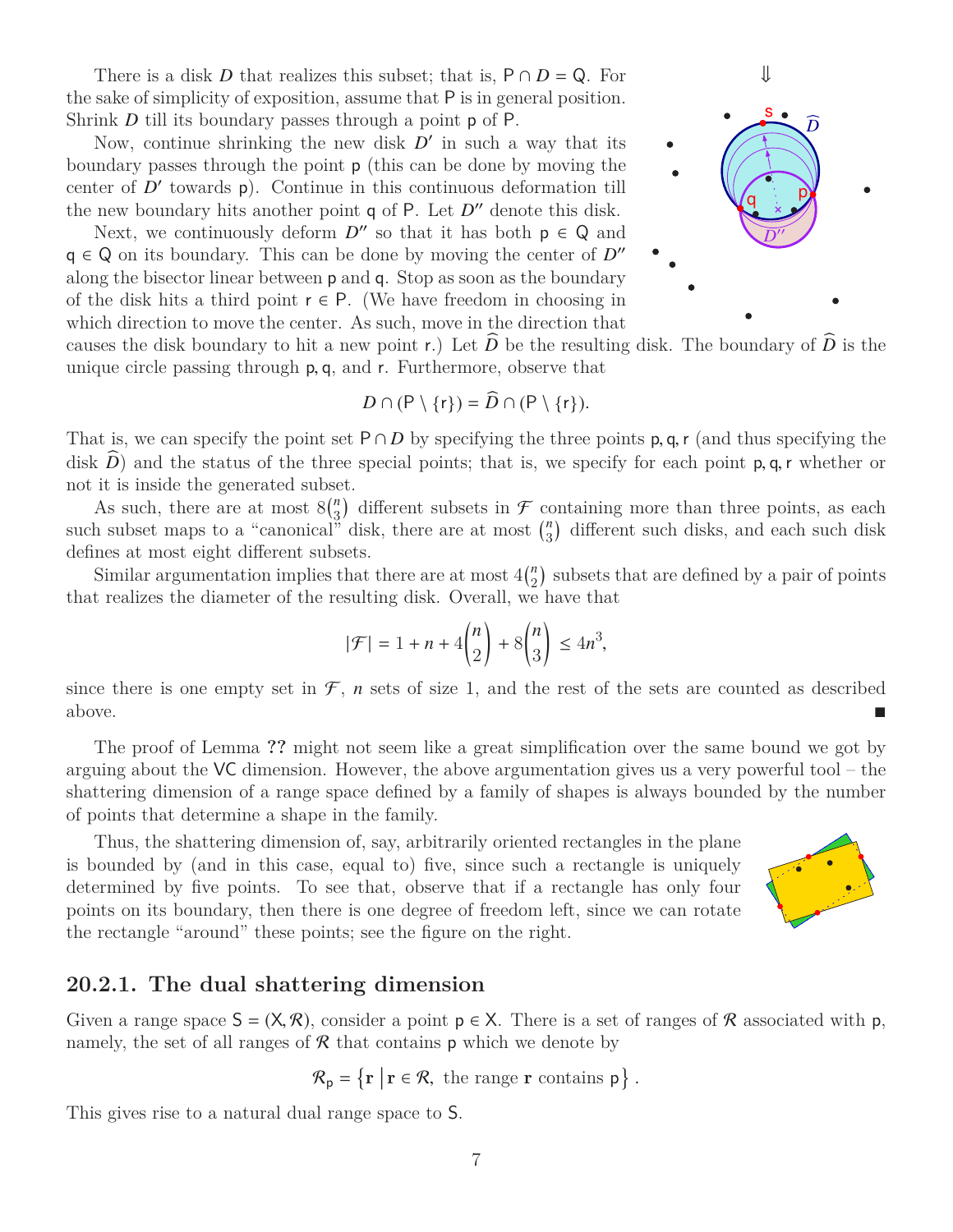There is a disk $D$ that realizes this subset; that is, $\mathsf{P} \cap D = \mathsf{Q}$. For the sake of simplicity of exposition, assume that $\mathsf{P}$ is in general position. Shrink $D$ till its boundary passes through a point $\mathsf{p}$ of $\mathsf{P}$.

Now, continue shrinking the new disk $D'$ in such a way that its boundary passes through the point $\mathsf{p}$ (this can be done by moving the center of $D'$ towards $\mathsf{p}$). Continue in this continuous deformation till the new boundary hits another point $\mathsf{q}$ of $\mathsf{P}$. Let $D''$ denote this disk.

Next, we continuously deform $D''$ so that it has both $\mathsf{p} \in \mathsf{Q}$ and $\mathsf{q} \in \mathsf{Q}$ on its boundary. This can be done by moving the center of $D''$ along the bisector linear between $\mathsf{p}$ and $\mathsf{q}$. Stop as soon as the boundary of the disk hits a third point $\mathsf{r} \in \mathsf{P}$. (We have freedom in choosing in which direction to move the center. As such, move in the direction that causes the disk boundary to hit a new point $\mathsf{r}$.) Let $\widehat{D}$ be the resulting disk. The boundary of $\widehat{D}$ is the unique circle passing through $\mathsf{p}, \mathsf{q}$, and $\mathsf{r}$. Furthermore, observe that

$$D \cap (\mathsf{P} \setminus \{\mathsf{r}\}) = \widehat{D} \cap (\mathsf{P} \setminus \{\mathsf{r}\}).$$

That is, we can specify the point set $\mathsf{P} \cap D$ by specifying the three points $\mathsf{p}, \mathsf{q}, \mathsf{r}$ (and thus specifying the disk $\widehat{D}$) and the status of the three special points; that is, we specify for each point $\mathsf{p}, \mathsf{q}, \mathsf{r}$ whether or not it is inside the generated subset.

As such, there are at most $8\binom{n}{3}$ different subsets in $\mathcal{F}$ containing more than three points, as each such subset maps to a "canonical" disk, there are at most $\binom{n}{3}$ different such disks, and each such disk defines at most eight different subsets.

Similar argumentation implies that there are at most $4\binom{n}{2}$ subsets that are defined by a pair of points that realizes the diameter of the resulting disk. Overall, we have that

$$|\mathcal{F}| = 1 + n + 4\binom{n}{2} + 8\binom{n}{3} \leq 4n^3,$$

since there is one empty set in $\mathcal{F}$, $n$ sets of size 1, and the rest of the sets are counted as described above. ■

The proof of Lemma **??** might not seem like a great simplification over the same bound we got by arguing about the VC dimension. However, the above argumentation gives us a very powerful tool – the shattering dimension of a range space defined by a family of shapes is always bounded by the number of points that determine a shape in the family.

Thus, the shattering dimension of, say, arbitrarily oriented rectangles in the plane is bounded by (and in this case, equal to) five, since such a rectangle is uniquely determined by five points. To see that, observe that if a rectangle has only four points on its boundary, then there is one degree of freedom left, since we can rotate the rectangle "around" these points; see the figure on the right.

### 20.2.1. The dual shattering dimension

Given a range space $\mathsf{S} = (\mathsf{X}, \mathcal{R})$, consider a point $\mathsf{p} \in \mathsf{X}$. There is a set of ranges of $\mathcal{R}$ associated with $\mathsf{p}$, namely, the set of all ranges of $\mathcal{R}$ that contains $\mathsf{p}$ which we denote by

$$\mathcal{R}_{\mathsf{p}} = \left\{ \mathbf{r} \;\middle|\; \mathbf{r} \in \mathcal{R}, \text{ the range } \mathbf{r} \text{ contains } \mathsf{p} \right\}.$$

This gives rise to a natural dual range space to $\mathsf{S}$.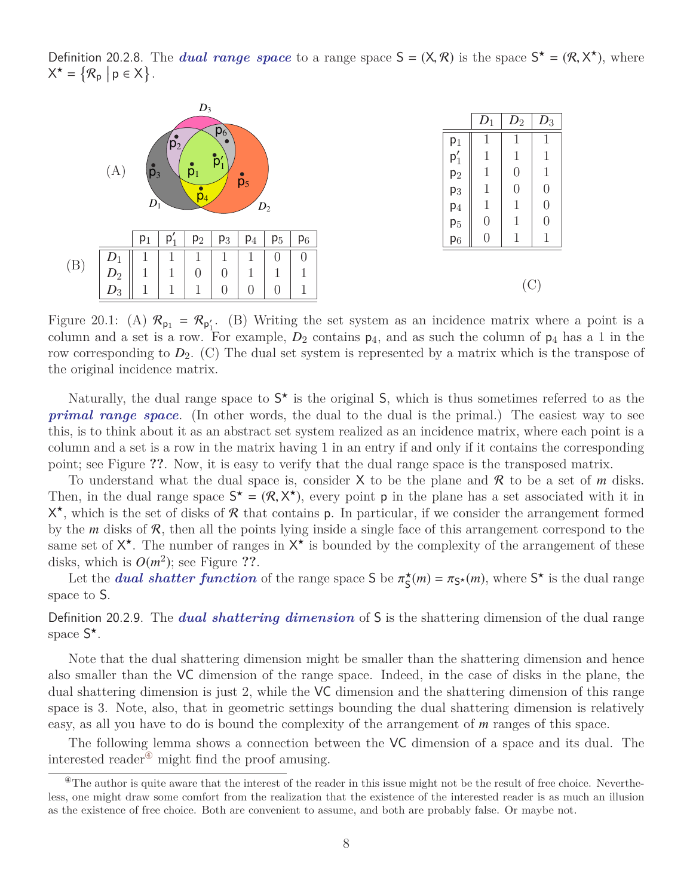Definition 20.2.8. The ***dual range space*** to a range space $\mathsf{S} = (\mathsf{X}, \mathcal{R})$ is the space $\mathsf{S}^\star = (\mathcal{R}, \mathsf{X}^\star)$, where $\mathsf{X}^\star = \{\mathcal{R}_\mathsf{p} \mid \mathsf{p} \in \mathsf{X}\}$.

(A)

(B)

|  | $\mathsf{p}_1$ | $\mathsf{p}'_1$ | $\mathsf{p}_2$ | $\mathsf{p}_3$ | $\mathsf{p}_4$ | $\mathsf{p}_5$ | $\mathsf{p}_6$ |
|---|---|---|---|---|---|---|---|
| $D_1$ | 1 | 1 | 1 | 1 | 1 | 0 | 0 |
| $D_2$ | 1 | 1 | 0 | 0 | 1 | 1 | 1 |
| $D_3$ | 1 | 1 | 1 | 0 | 0 | 0 | 1 |

(C)

|  | $D_1$ | $D_2$ | $D_3$ |
|---|---|---|---|
| $\mathsf{p}_1$ | 1 | 1 | 1 |
| $\mathsf{p}'_1$ | 1 | 1 | 1 |
| $\mathsf{p}_2$ | 1 | 0 | 1 |
| $\mathsf{p}_3$ | 1 | 0 | 0 |
| $\mathsf{p}_4$ | 1 | 1 | 0 |
| $\mathsf{p}_5$ | 0 | 1 | 0 |
| $\mathsf{p}_6$ | 0 | 1 | 1 |

Figure 20.1: (A) $\mathcal{R}_{\mathsf{p}_1} = \mathcal{R}_{\mathsf{p}'_1}$. (B) Writing the set system as an incidence matrix where a point is a column and a set is a row. For example, $D_2$ contains $\mathsf{p}_4$, and as such the column of $\mathsf{p}_4$ has a 1 in the row corresponding to $D_2$. (C) The dual set system is represented by a matrix which is the transpose of the original incidence matrix.

Naturally, the dual range space to $\mathsf{S}^\star$ is the original $\mathsf{S}$, which is thus sometimes referred to as the ***primal range space***. (In other words, the dual to the dual is the primal.) The easiest way to see this, is to think about it as an abstract set system realized as an incidence matrix, where each point is a column and a set is a row in the matrix having 1 in an entry if and only if it contains the corresponding point; see Figure ??. Now, it is easy to verify that the dual range space is the transposed matrix.

To understand what the dual space is, consider $\mathsf{X}$ to be the plane and $\mathcal{R}$ to be a set of $m$ disks. Then, in the dual range space $\mathsf{S}^\star = (\mathcal{R}, \mathsf{X}^\star)$, every point $\mathsf{p}$ in the plane has a set associated with it in $\mathsf{X}^\star$, which is the set of disks of $\mathcal{R}$ that contains $\mathsf{p}$. In particular, if we consider the arrangement formed by the $m$ disks of $\mathcal{R}$, then all the points lying inside a single face of this arrangement correspond to the same set of $\mathsf{X}^\star$. The number of ranges in $\mathsf{X}^\star$ is bounded by the complexity of the arrangement of these disks, which is $O(m^2)$; see Figure ??.

Let the ***dual shatter function*** of the range space $\mathsf{S}$ be $\pi^\star_\mathsf{S}(m) = \pi_{\mathsf{S}^\star}(m)$, where $\mathsf{S}^\star$ is the dual range space to $\mathsf{S}$.

Definition 20.2.9. The ***dual shattering dimension*** of $\mathsf{S}$ is the shattering dimension of the dual range space $\mathsf{S}^\star$.

Note that the dual shattering dimension might be smaller than the shattering dimension and hence also smaller than the VC dimension of the range space. Indeed, in the case of disks in the plane, the dual shattering dimension is just 2, while the VC dimension and the shattering dimension of this range space is 3. Note, also, that in geometric settings bounding the dual shattering dimension is relatively easy, as all you have to do is bound the complexity of the arrangement of $m$ ranges of this space.

The following lemma shows a connection between the VC dimension of a space and its dual. The interested reader[4] might find the proof amusing.

[4] The author is quite aware that the interest of the reader in this issue might not be the result of free choice. Nevertheless, one might draw some comfort from the realization that the existence of the interested reader is as much an illusion as the existence of free choice. Both are convenient to assume, and both are probably false. Or maybe not.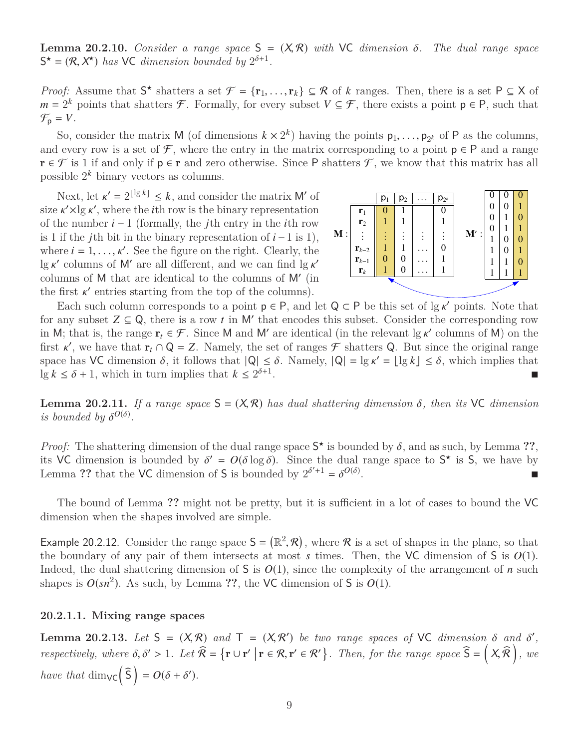**Lemma 20.2.10.** *Consider a range space $\mathsf{S} = (\mathsf{X}, \mathcal{R})$ with* VC *dimension $\delta$. The dual range space $\mathsf{S}^\star = (\mathcal{R}, \mathsf{X}^\star)$ has* VC *dimension bounded by $2^{\delta+1}$.*

*Proof:* Assume that $\mathsf{S}^\star$ shatters a set $\mathcal{F} = \{\mathbf{r}_1, \ldots, \mathbf{r}_k\} \subseteq \mathcal{R}$ of $k$ ranges. Then, there is a set $\mathsf{P} \subseteq \mathsf{X}$ of $m = 2^k$ points that shatters $\mathcal{F}$. Formally, for every subset $V \subseteq \mathcal{F}$, there exists a point $\mathsf{p} \in \mathsf{P}$, such that $\mathcal{F}_\mathsf{p} = V$.

So, consider the matrix $\mathsf{M}$ (of dimensions $k \times 2^k$) having the points $\mathsf{p}_1, \ldots, \mathsf{p}_{2^k}$ of $\mathsf{P}$ as the columns, and every row is a set of $\mathcal{F}$, where the entry in the matrix corresponding to a point $\mathsf{p} \in \mathsf{P}$ and a range $\mathbf{r} \in \mathcal{F}$ is 1 if and only if $\mathsf{p} \in \mathbf{r}$ and zero otherwise. Since $\mathsf{P}$ shatters $\mathcal{F}$, we know that this matrix has all possible $2^k$ binary vectors as columns.

Next, let $\kappa' = 2^{\lfloor \lg k \rfloor} \leq k$, and consider the matrix $\mathsf{M}'$ of size $\kappa' \times \lg \kappa'$, where the $i$th row is the binary representation of the number $i-1$ (formally, the $j$th entry in the $i$th row is 1 if the $j$th bit in the binary representation of $i-1$ is 1), where $i = 1, \ldots, \kappa'$. See the figure on the right. Clearly, the $\lg \kappa'$ columns of $\mathsf{M}'$ are all different, and we can find $\lg \kappa'$ columns of $\mathsf{M}$ that are identical to the columns of $\mathsf{M}'$ (in the first $\kappa'$ entries starting from the top of the columns).

$\mathbf{M}$:

| | $\mathsf{p}_1$ | $\mathsf{p}_2$ | $\ldots$ | $\mathsf{p}_{2^k}$ |
|---|---|---|---|---|
| $\mathbf{r}_1$ | 0 | 1 | | 0 |
| $\mathbf{r}_2$ | 1 | 1 | | 1 |
| $\vdots$ | $\vdots$ | $\vdots$ | $\vdots$ | $\vdots$ |
| $\mathbf{r}_{k-2}$ | 1 | 1 | $\ldots$ | 0 |
| $\mathbf{r}_{k-1}$ | 0 | 0 | $\ldots$ | 1 |
| $\mathbf{r}_k$ | 1 | 0 | $\ldots$ | 1 |

$\mathbf{M}'$:

| | | |
|---|---|---|
| 0 | 0 | 0 |
| 0 | 0 | 1 |
| 0 | 1 | 0 |
| 0 | 1 | 1 |
| 1 | 0 | 0 |
| 1 | 0 | 1 |
| 1 | 1 | 0 |
| 1 | 1 | 1 |

Each such column corresponds to a point $\mathsf{p} \in \mathsf{P}$, and let $\mathsf{Q} \subset \mathsf{P}$ be this set of $\lg \kappa'$ points. Note that for any subset $Z \subseteq \mathsf{Q}$, there is a row $t$ in $\mathsf{M}'$ that encodes this subset. Consider the corresponding row in $\mathsf{M}$; that is, the range $\mathbf{r}_t \in \mathcal{F}$. Since $\mathsf{M}$ and $\mathsf{M}'$ are identical (in the relevant $\lg \kappa'$ columns of $\mathsf{M}$) on the first $\kappa'$, we have that $\mathbf{r}_t \cap \mathsf{Q} = Z$. Namely, the set of ranges $\mathcal{F}$ shatters $\mathsf{Q}$. But since the original range space has VC dimension $\delta$, it follows that $|\mathsf{Q}| \leq \delta$. Namely, $|\mathsf{Q}| = \lg \kappa' = \lfloor \lg k \rfloor \leq \delta$, which implies that $\lg k \leq \delta + 1$, which in turn implies that $k \leq 2^{\delta+1}$. ■

**Lemma 20.2.11.** *If a range space $\mathsf{S} = (\mathsf{X}, \mathcal{R})$ has dual shattering dimension $\delta$, then its* VC *dimension is bounded by $\delta^{O(\delta)}$.*

*Proof:* The shattering dimension of the dual range space $\mathsf{S}^\star$ is bounded by $\delta$, and as such, by Lemma **??**, its VC dimension is bounded by $\delta' = O(\delta \log \delta)$. Since the dual range space to $\mathsf{S}^\star$ is $\mathsf{S}$, we have by Lemma **??** that the VC dimension of $\mathsf{S}$ is bounded by $2^{\delta'+1} = \delta^{O(\delta)}$. ■

The bound of Lemma **??** might not be pretty, but it is sufficient in a lot of cases to bound the VC dimension when the shapes involved are simple.

Example 20.2.12. Consider the range space $\mathsf{S} = (\mathbb{R}^2, \mathcal{R})$, where $\mathcal{R}$ is a set of shapes in the plane, so that the boundary of any pair of them intersects at most $s$ times. Then, the VC dimension of $\mathsf{S}$ is $O(1)$. Indeed, the dual shattering dimension of $\mathsf{S}$ is $O(1)$, since the complexity of the arrangement of $n$ such shapes is $O(sn^2)$. As such, by Lemma **??**, the VC dimension of $\mathsf{S}$ is $O(1)$.

#### 20.2.1.1. Mixing range spaces

**Lemma 20.2.13.** *Let $\mathsf{S} = (\mathsf{X}, \mathcal{R})$ and $\mathsf{T} = (\mathsf{X}, \mathcal{R}')$ be two range spaces of* VC *dimension $\delta$ and $\delta'$, respectively, where $\delta, \delta' > 1$. Let $\widehat{\mathcal{R}} = \left\{ \mathbf{r} \cup \mathbf{r}' \,\middle|\, \mathbf{r} \in \mathcal{R}, \mathbf{r}' \in \mathcal{R}' \right\}$. Then, for the range space $\widehat{\mathsf{S}} = \left( \mathsf{X}, \widehat{\mathcal{R}} \right)$, we have that $\dim_{\mathsf{VC}}\left( \widehat{\mathsf{S}} \right) = O(\delta + \delta')$.*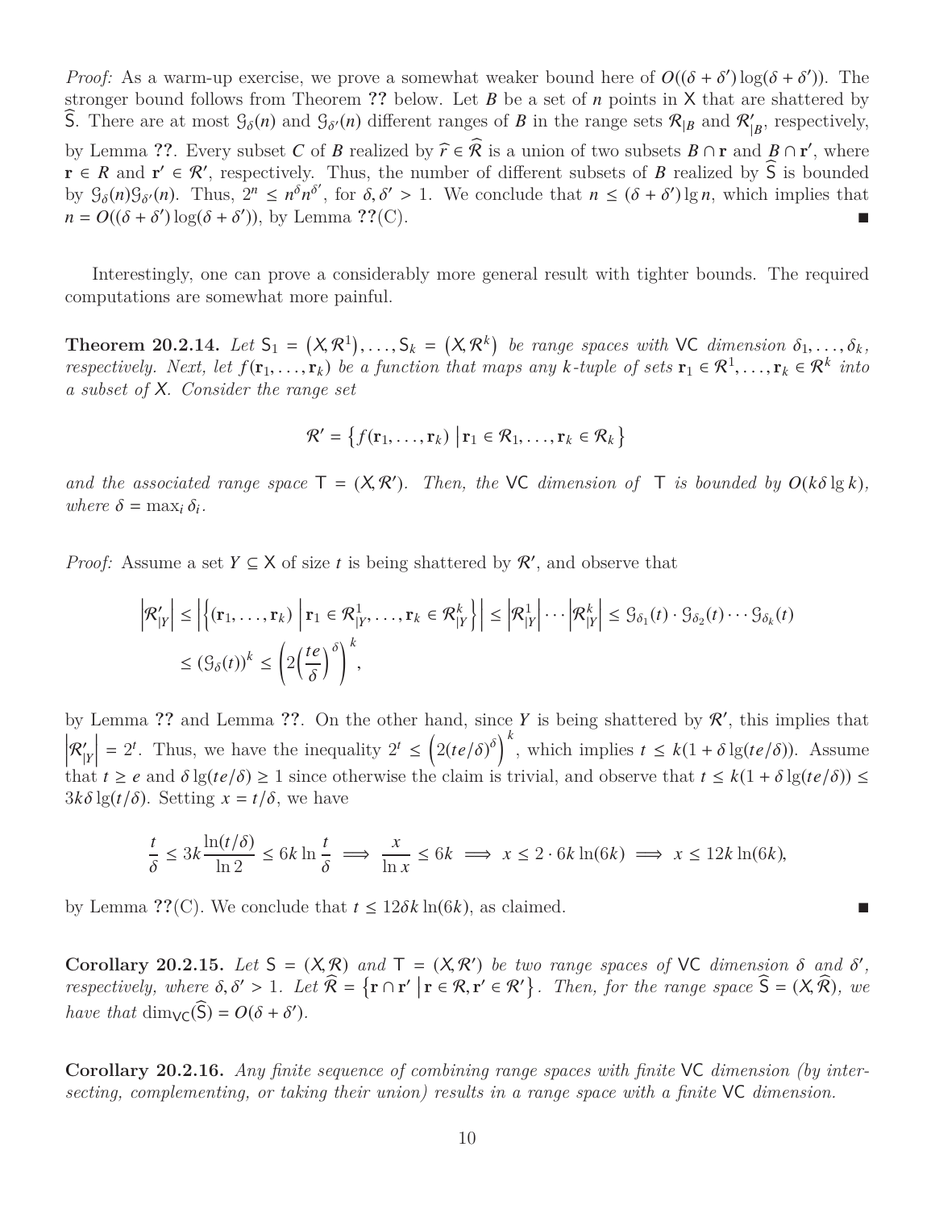*Proof:* As a warm-up exercise, we prove a somewhat weaker bound here of $O((\delta + \delta')\log(\delta + \delta'))$. The stronger bound follows from Theorem **??** below. Let $B$ be a set of $n$ points in $\mathsf{X}$ that are shattered by $\widehat{\mathsf{S}}$. There are at most $\mathcal{G}_\delta(n)$ and $\mathcal{G}_{\delta'}(n)$ different ranges of $B$ in the range sets $\mathcal{R}_{|B}$ and $\mathcal{R}'_{|B}$, respectively, by Lemma **??**. Every subset $C$ of $B$ realized by $\widehat{r} \in \widehat{\mathcal{R}}$ is a union of two subsets $B \cap \mathbf{r}$ and $B \cap \mathbf{r}'$, where $\mathbf{r} \in R$ and $\mathbf{r}' \in \mathcal{R}'$, respectively. Thus, the number of different subsets of $B$ realized by $\widehat{\mathsf{S}}$ is bounded by $\mathcal{G}_\delta(n)\mathcal{G}_{\delta'}(n)$. Thus, $2^n \leq n^\delta n^{\delta'}$, for $\delta, \delta' > 1$. We conclude that $n \leq (\delta + \delta')\lg n$, which implies that $n = O((\delta + \delta')\log(\delta + \delta'))$, by Lemma **??**(C). ∎

Interestingly, one can prove a considerably more general result with tighter bounds. The required computations are somewhat more painful.

**Theorem 20.2.14.** *Let $\mathsf{S}_1 = (\mathsf{X}, \mathcal{R}^1), \ldots, \mathsf{S}_k = (\mathsf{X}, \mathcal{R}^k)$ be range spaces with* VC *dimension $\delta_1, \ldots, \delta_k$, respectively. Next, let $f(\mathbf{r}_1, \ldots, \mathbf{r}_k)$ be a function that maps any $k$-tuple of sets $\mathbf{r}_1 \in \mathcal{R}^1, \ldots, \mathbf{r}_k \in \mathcal{R}^k$ into a subset of $\mathsf{X}$. Consider the range set*

$$\mathcal{R}' = \left\{ f(\mathbf{r}_1, \ldots, \mathbf{r}_k) \;\middle|\; \mathbf{r}_1 \in \mathcal{R}_1, \ldots, \mathbf{r}_k \in \mathcal{R}_k \right\}$$

*and the associated range space $\mathsf{T} = (\mathsf{X}, \mathcal{R}')$. Then, the* VC *dimension of $\mathsf{T}$ is bounded by $O(k\delta \lg k)$, where $\delta = \max_i \delta_i$.*

*Proof:* Assume a set $Y \subseteq \mathsf{X}$ of size $t$ is being shattered by $\mathcal{R}'$, and observe that

$$\begin{aligned}
\left|\mathcal{R}'_{|Y}\right| &\leq \left|\left\{ (\mathbf{r}_1, \ldots, \mathbf{r}_k) \;\middle|\; \mathbf{r}_1 \in \mathcal{R}^1_{|Y}, \ldots, \mathbf{r}_k \in \mathcal{R}^k_{|Y} \right\}\right| \leq \left|\mathcal{R}^1_{|Y}\right| \cdots \left|\mathcal{R}^k_{|Y}\right| \leq \mathcal{G}_{\delta_1}(t) \cdot \mathcal{G}_{\delta_2}(t) \cdots \mathcal{G}_{\delta_k}(t) \\
&\leq (\mathcal{G}_\delta(t))^k \leq \left(2\left(\frac{te}{\delta}\right)^\delta\right)^k,
\end{aligned}$$

by Lemma **??** and Lemma **??**. On the other hand, since $Y$ is being shattered by $\mathcal{R}'$, this implies that $\left|\mathcal{R}'_{|Y}\right| = 2^t$. Thus, we have the inequality $2^t \leq \left(2(te/\delta)^\delta\right)^k$, which implies $t \leq k(1 + \delta \lg(te/\delta))$. Assume that $t \geq e$ and $\delta \lg(te/\delta) \geq 1$ since otherwise the claim is trivial, and observe that $t \leq k(1 + \delta \lg(te/\delta)) \leq 3k\delta \lg(t/\delta)$. Setting $x = t/\delta$, we have

$$\frac{t}{\delta} \leq 3k \frac{\ln(t/\delta)}{\ln 2} \leq 6k \ln \frac{t}{\delta} \implies \frac{x}{\ln x} \leq 6k \implies x \leq 2 \cdot 6k \ln(6k) \implies x \leq 12k \ln(6k),$$

by Lemma **??**(C). We conclude that $t \leq 12\delta k \ln(6k)$, as claimed. ∎

**Corollary 20.2.15.** *Let $\mathsf{S} = (\mathsf{X}, \mathcal{R})$ and $\mathsf{T} = (\mathsf{X}, \mathcal{R}')$ be two range spaces of* VC *dimension $\delta$ and $\delta'$, respectively, where $\delta, \delta' > 1$. Let $\widehat{\mathcal{R}} = \left\{ \mathbf{r} \cap \mathbf{r}' \;\middle|\; \mathbf{r} \in \mathcal{R}, \mathbf{r}' \in \mathcal{R}' \right\}$. Then, for the range space $\widehat{\mathsf{S}} = (\mathsf{X}, \widehat{\mathcal{R}})$, we have that $\dim_{\mathsf{VC}}(\widehat{\mathsf{S}}) = O(\delta + \delta')$.*

**Corollary 20.2.16.** *Any finite sequence of combining range spaces with finite* VC *dimension (by intersecting, complementing, or taking their union) results in a range space with a finite* VC *dimension.*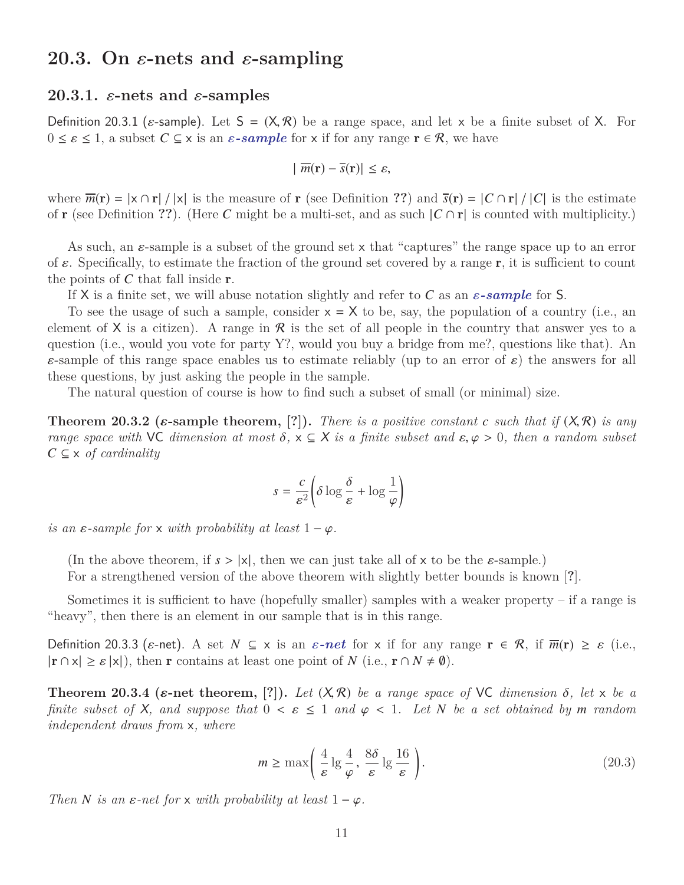## 20.3. On $\varepsilon$-nets and $\varepsilon$-sampling

### 20.3.1. $\varepsilon$-nets and $\varepsilon$-samples

Definition 20.3.1 ($\varepsilon$-sample). Let $\mathsf{S} = (\mathsf{X}, \mathcal{R})$ be a range space, and let $\mathsf{x}$ be a finite subset of $\mathsf{X}$. For $0 \leq \varepsilon \leq 1$, a subset $C \subseteq \mathsf{x}$ is an ***$\varepsilon$-sample*** for $\mathsf{x}$ if for any range $\mathbf{r} \in \mathcal{R}$, we have

$$\left| \overline{m}(\mathbf{r}) - \overline{s}(\mathbf{r}) \right| \leq \varepsilon,$$

where $\overline{m}(\mathbf{r}) = |\mathsf{x} \cap \mathbf{r}| \,/\, |\mathsf{x}|$ is the measure of $\mathbf{r}$ (see Definition ??) and $\overline{s}(\mathbf{r}) = |C \cap \mathbf{r}| \,/\, |C|$ is the estimate of $\mathbf{r}$ (see Definition ??). (Here $C$ might be a multi-set, and as such $|C \cap \mathbf{r}|$ is counted with multiplicity.)

As such, an $\varepsilon$-sample is a subset of the ground set $\mathsf{x}$ that "captures" the range space up to an error of $\varepsilon$. Specifically, to estimate the fraction of the ground set covered by a range $\mathbf{r}$, it is sufficient to count the points of $C$ that fall inside $\mathbf{r}$.

If $\mathsf{X}$ is a finite set, we will abuse notation slightly and refer to $C$ as an ***$\varepsilon$-sample*** for $\mathsf{S}$.

To see the usage of such a sample, consider $\mathsf{x} = \mathsf{X}$ to be, say, the population of a country (i.e., an element of $\mathsf{X}$ is a citizen). A range in $\mathcal{R}$ is the set of all people in the country that answer yes to a question (i.e., would you vote for party Y?, would you buy a bridge from me?, questions like that). An $\varepsilon$-sample of this range space enables us to estimate reliably (up to an error of $\varepsilon$) the answers for all these questions, by just asking the people in the sample.

The natural question of course is how to find such a subset of small (or minimal) size.

**Theorem 20.3.2 ($\varepsilon$-sample theorem, [?]).** *There is a positive constant $c$ such that if $(\mathsf{X}, \mathcal{R})$ is any range space with* VC *dimension at most $\delta$, $\mathsf{x} \subseteq X$ is a finite subset and $\varepsilon, \varphi > 0$, then a random subset $C \subseteq \mathsf{x}$ of cardinality*

$$s = \frac{c}{\varepsilon^2}\left(\delta \log \frac{\delta}{\varepsilon} + \log \frac{1}{\varphi}\right)$$

*is an $\varepsilon$-sample for $\mathsf{x}$ with probability at least $1 - \varphi$.*

(In the above theorem, if $s > |\mathsf{x}|$, then we can just take all of $\mathsf{x}$ to be the $\varepsilon$-sample.)

For a strengthened version of the above theorem with slightly better bounds is known [?].

Sometimes it is sufficient to have (hopefully smaller) samples with a weaker property – if a range is "heavy", then there is an element in our sample that is in this range.

Definition 20.3.3 ($\varepsilon$-net). A set $N \subseteq \mathsf{x}$ is an ***$\varepsilon$-net*** for $\mathsf{x}$ if for any range $\mathbf{r} \in \mathcal{R}$, if $\overline{m}(\mathbf{r}) \geq \varepsilon$ (i.e., $|\mathbf{r} \cap \mathsf{x}| \geq \varepsilon\, |\mathsf{x}|$), then $\mathbf{r}$ contains at least one point of $N$ (i.e., $\mathbf{r} \cap N \neq \emptyset$).

**Theorem 20.3.4 ($\varepsilon$-net theorem, [?]).** *Let $(\mathsf{X}, \mathcal{R})$ be a range space of* VC *dimension $\delta$, let $\mathsf{x}$ be a finite subset of $X$, and suppose that $0 < \varepsilon \leq 1$ and $\varphi < 1$. Let $N$ be a set obtained by $m$ random independent draws from $\mathsf{x}$, where*

$$m \geq \max\left( \frac{4}{\varepsilon} \lg \frac{4}{\varphi},\, \frac{8\delta}{\varepsilon} \lg \frac{16}{\varepsilon} \right). \tag{20.3}$$

*Then $N$ is an $\varepsilon$-net for $\mathsf{x}$ with probability at least $1 - \varphi$.*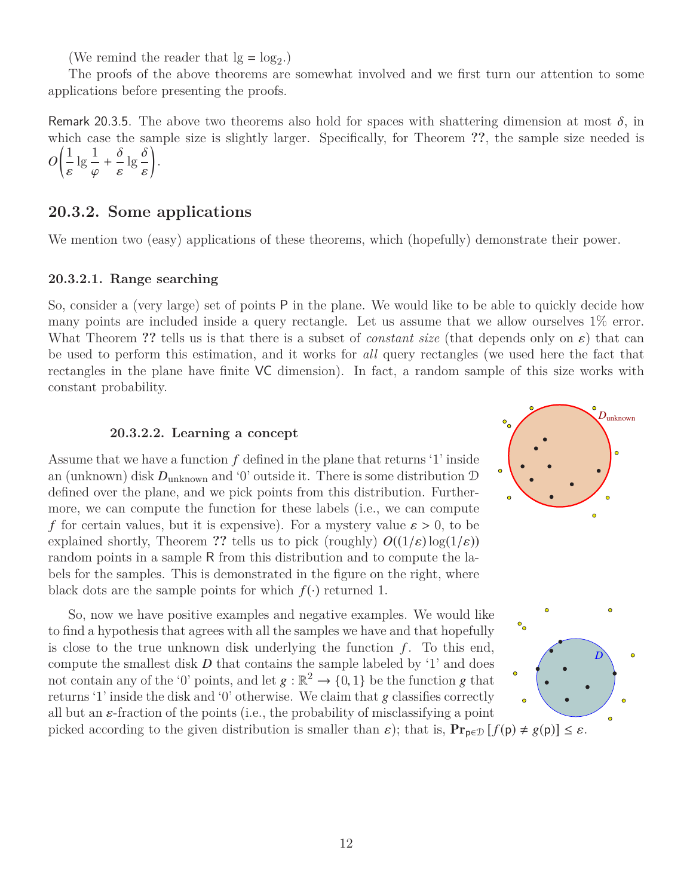(We remind the reader that $\lg = \log_2$.)

The proofs of the above theorems are somewhat involved and we first turn our attention to some applications before presenting the proofs.

Remark 20.3.5. The above two theorems also hold for spaces with shattering dimension at most $\delta$, in which case the sample size is slightly larger. Specifically, for Theorem **??**, the sample size needed is $O\left(\frac{1}{\varepsilon}\lg\frac{1}{\varphi} + \frac{\delta}{\varepsilon}\lg\frac{\delta}{\varepsilon}\right)$.

## 20.3.2. Some applications

We mention two (easy) applications of these theorems, which (hopefully) demonstrate their power.

#### 20.3.2.1. Range searching

So, consider a (very large) set of points P in the plane. We would like to be able to quickly decide how many points are included inside a query rectangle. Let us assume that we allow ourselves 1% error. What Theorem **??** tells us is that there is a subset of *constant size* (that depends only on $\varepsilon$) that can be used to perform this estimation, and it works for *all* query rectangles (we used here the fact that rectangles in the plane have finite VC dimension). In fact, a random sample of this size works with constant probability.

#### 20.3.2.2. Learning a concept

Assume that we have a function $f$ defined in the plane that returns '1' inside an (unknown) disk $D_{\text{unknown}}$ and '0' outside it. There is some distribution $\mathcal{D}$ defined over the plane, and we pick points from this distribution. Furthermore, we can compute the function for these labels (i.e., we can compute $f$ for certain values, but it is expensive). For a mystery value $\varepsilon > 0$, to be explained shortly, Theorem **??** tells us to pick (roughly) $O((1/\varepsilon)\log(1/\varepsilon))$ random points in a sample R from this distribution and to compute the labels for the samples. This is demonstrated in the figure on the right, where black dots are the sample points for which $f(\cdot)$ returned 1.

So, now we have positive examples and negative examples. We would like to find a hypothesis that agrees with all the samples we have and that hopefully is close to the true unknown disk underlying the function $f$. To this end, compute the smallest disk $D$ that contains the sample labeled by '1' and does not contain any of the '0' points, and let $g : \mathbb{R}^2 \to \{0, 1\}$ be the function $g$ that returns '1' inside the disk and '0' otherwise. We claim that $g$ classifies correctly all but an $\varepsilon$-fraction of the points (i.e., the probability of misclassifying a point picked according to the given distribution is smaller than $\varepsilon$); that is, $\mathbf{Pr}_{\mathsf{p}\in\mathcal{D}}[f(\mathsf{p}) \neq g(\mathsf{p})] \leq \varepsilon$.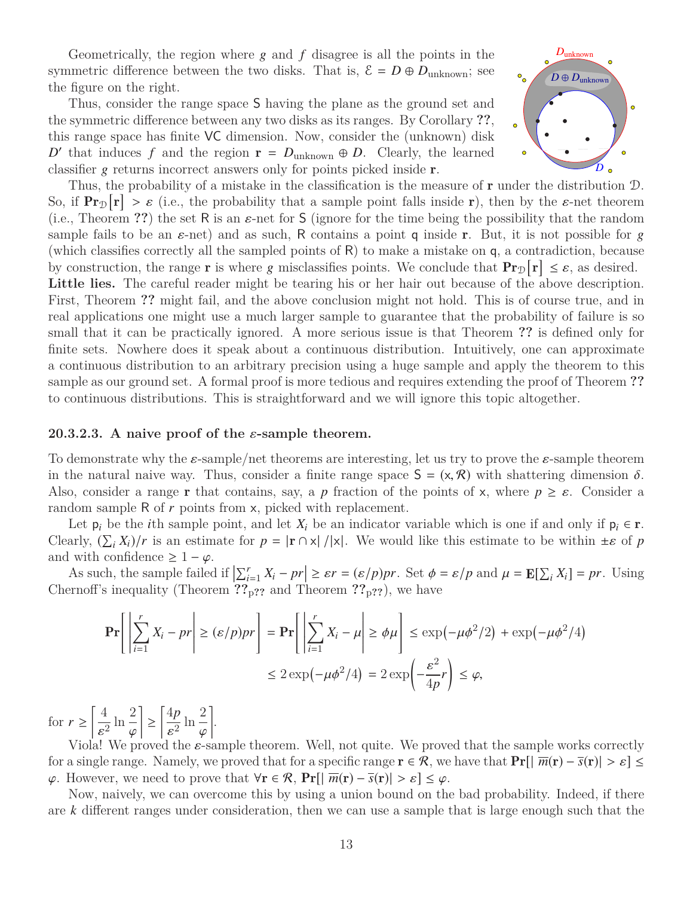Geometrically, the region where $g$ and $f$ disagree is all the points in the symmetric difference between the two disks. That is, $\mathcal{E} = D \oplus D_{\text{unknown}}$; see the figure on the right.

Thus, consider the range space $\mathsf{S}$ having the plane as the ground set and the symmetric difference between any two disks as its ranges. By Corollary ??, this range space has finite VC dimension. Now, consider the (unknown) disk $D'$ that induces $f$ and the region $\mathbf{r} = D_{\text{unknown}} \oplus D$. Clearly, the learned classifier $g$ returns incorrect answers only for points picked inside $\mathbf{r}$.

Thus, the probability of a mistake in the classification is the measure of $\mathbf{r}$ under the distribution $\mathcal{D}$. So, if $\mathbf{Pr}_{\mathcal{D}}[\mathbf{r}] > \varepsilon$ (i.e., the probability that a sample point falls inside $\mathbf{r}$), then by the $\varepsilon$-net theorem (i.e., Theorem ??) the set $\mathsf{R}$ is an $\varepsilon$-net for $\mathsf{S}$ (ignore for the time being the possibility that the random sample fails to be an $\varepsilon$-net) and as such, $\mathsf{R}$ contains a point $\mathsf{q}$ inside $\mathbf{r}$. But, it is not possible for $g$ (which classifies correctly all the sampled points of $\mathsf{R}$) to make a mistake on $\mathsf{q}$, a contradiction, because by construction, the range $\mathbf{r}$ is where $g$ misclassifies points. We conclude that $\mathbf{Pr}_{\mathcal{D}}[\mathbf{r}] \leq \varepsilon$, as desired.

**Little lies.** The careful reader might be tearing his or her hair out because of the above description. First, Theorem ?? might fail, and the above conclusion might not hold. This is of course true, and in real applications one might use a much larger sample to guarantee that the probability of failure is so small that it can be practically ignored. A more serious issue is that Theorem ?? is defined only for finite sets. Nowhere does it speak about a continuous distribution. Intuitively, one can approximate a continuous distribution to an arbitrary precision using a huge sample and apply the theorem to this sample as our ground set. A formal proof is more tedious and requires extending the proof of Theorem ?? to continuous distributions. This is straightforward and we will ignore this topic altogether.

### 20.3.2.3. A naive proof of the $\varepsilon$-sample theorem.

To demonstrate why the $\varepsilon$-sample/net theorems are interesting, let us try to prove the $\varepsilon$-sample theorem in the natural naive way. Thus, consider a finite range space $\mathsf{S} = (\mathsf{x}, \mathcal{R})$ with shattering dimension $\delta$. Also, consider a range $\mathbf{r}$ that contains, say, a $p$ fraction of the points of $\mathsf{x}$, where $p \geq \varepsilon$. Consider a random sample $\mathsf{R}$ of $r$ points from $\mathsf{x}$, picked with replacement.

Let $\mathsf{p}_i$ be the $i$th sample point, and let $X_i$ be an indicator variable which is one if and only if $\mathsf{p}_i \in \mathbf{r}$. Clearly, $(\sum_i X_i)/r$ is an estimate for $p = |\mathbf{r} \cap \mathsf{x}| / |\mathsf{x}|$. We would like this estimate to be within $\pm\varepsilon$ of $p$ and with confidence $\geq 1 - \varphi$.

As such, the sample failed if $\left|\sum_{i=1}^{r} X_i - pr\right| \geq \varepsilon r = (\varepsilon/p)pr$. Set $\phi = \varepsilon/p$ and $\mu = \mathbf{E}[\sum_i X_i] = pr$. Using Chernoff's inequality (Theorem ??$_{\text{p??}}$ and Theorem ??$_{\text{p??}}$), we have

$$\mathbf{Pr}\left[\left|\sum_{i=1}^{r} X_i - pr\right| \geq (\varepsilon/p)pr\right] = \mathbf{Pr}\left[\left|\sum_{i=1}^{r} X_i - \mu\right| \geq \phi\mu\right] \leq \exp\left(-\mu\phi^2/2\right) + \exp\left(-\mu\phi^2/4\right)$$

$$\leq 2\exp\left(-\mu\phi^2/4\right) = 2\exp\left(-\frac{\varepsilon^2}{4p}r\right) \leq \varphi,$$

for $r \geq \left\lceil \frac{4}{\varepsilon^2} \ln \frac{2}{\varphi} \right\rceil \geq \left\lceil \frac{4p}{\varepsilon^2} \ln \frac{2}{\varphi} \right\rceil$.

Viola! We proved the $\varepsilon$-sample theorem. Well, not quite. We proved that the sample works correctly for a single range. Namely, we proved that for a specific range $\mathbf{r} \in \mathcal{R}$, we have that $\mathbf{Pr}[|\, \overline{m}(\mathbf{r}) - \overline{s}(\mathbf{r})| > \varepsilon] \leq \varphi$. However, we need to prove that $\forall \mathbf{r} \in \mathcal{R}$, $\mathbf{Pr}[|\, \overline{m}(\mathbf{r}) - \overline{s}(\mathbf{r})| > \varepsilon] \leq \varphi$.

Now, naively, we can overcome this by using a union bound on the bad probability. Indeed, if there are $k$ different ranges under consideration, then we can use a sample that is large enough such that the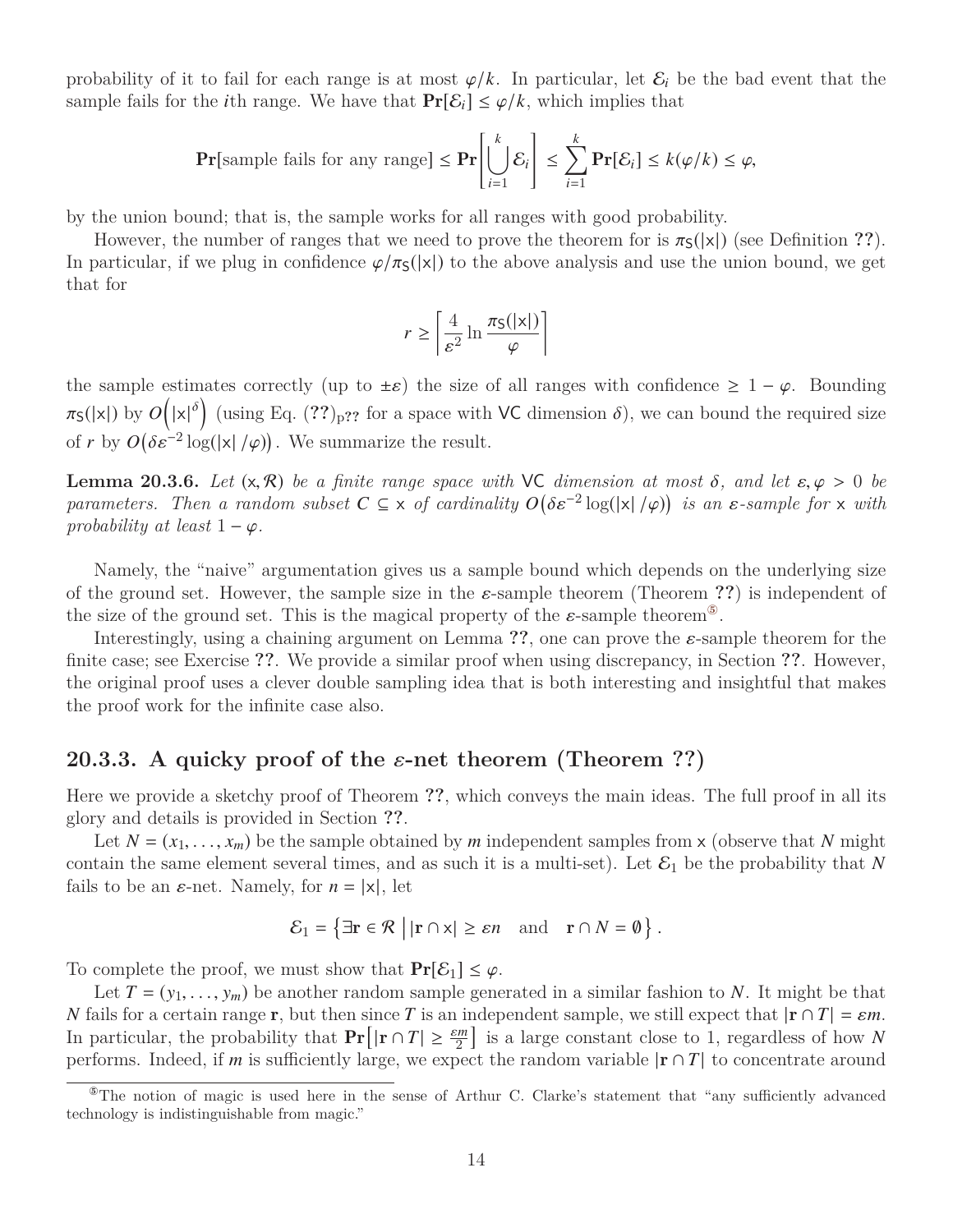probability of it to fail for each range is at most $\varphi/k$. In particular, let $\mathcal{E}_i$ be the bad event that the sample fails for the $i$th range. We have that $\mathbf{Pr}[\mathcal{E}_i] \leq \varphi/k$, which implies that

$$\mathbf{Pr}[\text{sample fails for any range}] \leq \mathbf{Pr}\left[\bigcup_{i=1}^{k} \mathcal{E}_i\right] \leq \sum_{i=1}^{k} \mathbf{Pr}[\mathcal{E}_i] \leq k(\varphi/k) \leq \varphi,$$

by the union bound; that is, the sample works for all ranges with good probability.

However, the number of ranges that we need to prove the theorem for is $\pi_{\mathsf{S}}(|\mathsf{x}|)$ (see Definition ??). In particular, if we plug in confidence $\varphi/\pi_{\mathsf{S}}(|\mathsf{x}|)$ to the above analysis and use the union bound, we get that for

$$r \geq \left\lceil \frac{4}{\varepsilon^2} \ln \frac{\pi_{\mathsf{S}}(|\mathsf{x}|)}{\varphi} \right\rceil$$

the sample estimates correctly (up to $\pm\varepsilon$) the size of all ranges with confidence $\geq 1 - \varphi$. Bounding $\pi_{\mathsf{S}}(|\mathsf{x}|)$ by $O\left(|\mathsf{x}|^{\delta}\right)$ (using Eq. $(??)_{\text{p??}}$ for a space with $\mathsf{VC}$ dimension $\delta$), we can bound the required size of $r$ by $O\left(\delta\varepsilon^{-2}\log(|\mathsf{x}|/\varphi)\right)$. We summarize the result.

**Lemma 20.3.6.** *Let $(\mathsf{x}, \mathcal{R})$ be a finite range space with $\mathsf{VC}$ dimension at most $\delta$, and let $\varepsilon, \varphi > 0$ be parameters. Then a random subset $C \subseteq \mathsf{x}$ of cardinality $O\left(\delta\varepsilon^{-2}\log(|\mathsf{x}|/\varphi)\right)$ is an $\varepsilon$-sample for $\mathsf{x}$ with probability at least $1 - \varphi$.*

Namely, the "naive" argumentation gives us a sample bound which depends on the underlying size of the ground set. However, the sample size in the $\varepsilon$-sample theorem (Theorem ??) is independent of the size of the ground set. This is the magical property of the $\varepsilon$-sample theorem[5].

Interestingly, using a chaining argument on Lemma ??, one can prove the $\varepsilon$-sample theorem for the finite case; see Exercise ??. We provide a similar proof when using discrepancy, in Section ??. However, the original proof uses a clever double sampling idea that is both interesting and insightful that makes the proof work for the infinite case also.

## 20.3.3. A quicky proof of the $\varepsilon$-net theorem (Theorem ??)

Here we provide a sketchy proof of Theorem ??, which conveys the main ideas. The full proof in all its glory and details is provided in Section ??.

Let $N = (x_1, \ldots, x_m)$ be the sample obtained by $m$ independent samples from $\mathsf{x}$ (observe that $N$ might contain the same element several times, and as such it is a multi-set). Let $\mathcal{E}_1$ be the probability that $N$ fails to be an $\varepsilon$-net. Namely, for $n = |\mathsf{x}|$, let

$$\mathcal{E}_1 = \left\{ \exists \mathbf{r} \in \mathcal{R} \;\middle|\; |\mathbf{r} \cap \mathsf{x}| \geq \varepsilon n \quad \text{and} \quad \mathbf{r} \cap N = \emptyset \right\}.$$

To complete the proof, we must show that $\mathbf{Pr}[\mathcal{E}_1] \leq \varphi$.

Let $T = (y_1, \ldots, y_m)$ be another random sample generated in a similar fashion to $N$. It might be that $N$ fails for a certain range $\mathbf{r}$, but then since $T$ is an independent sample, we still expect that $|\mathbf{r} \cap T| = \varepsilon m$. In particular, the probability that $\mathbf{Pr}\left[|\mathbf{r} \cap T| \geq \frac{\varepsilon m}{2}\right]$ is a large constant close to 1, regardless of how $N$ performs. Indeed, if $m$ is sufficiently large, we expect the random variable $|\mathbf{r} \cap T|$ to concentrate around

[5] The notion of magic is used here in the sense of Arthur C. Clarke's statement that "any sufficiently advanced technology is indistinguishable from magic."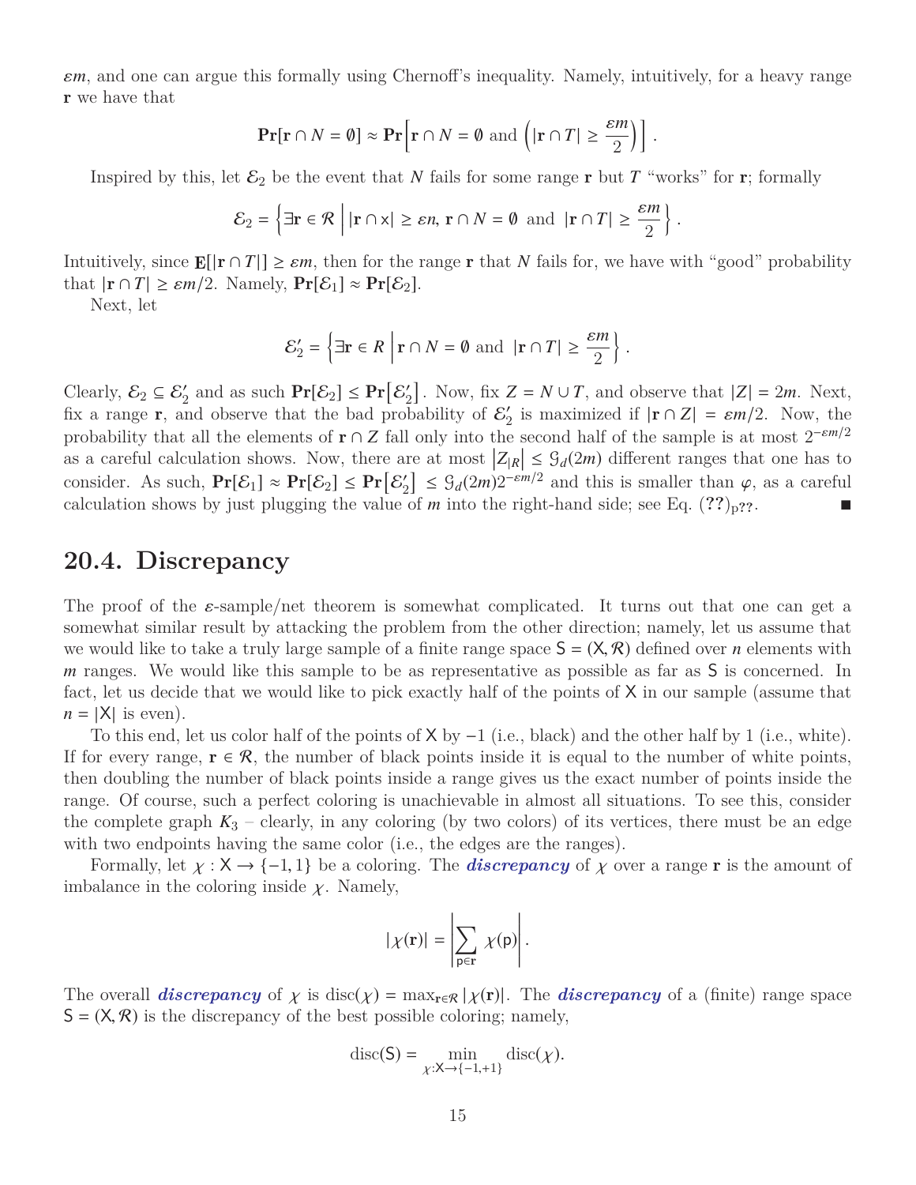$\varepsilon m$, and one can argue this formally using Chernoff's inequality. Namely, intuitively, for a heavy range $\mathbf{r}$ we have that

$$\mathbf{Pr}[\mathbf{r} \cap N = \emptyset] \approx \mathbf{Pr}\Big[\mathbf{r} \cap N = \emptyset \text{ and } \Big(|\mathbf{r} \cap T| \geq \frac{\varepsilon m}{2}\Big)\Big].$$

Inspired by this, let $\mathcal{E}_2$ be the event that $N$ fails for some range $\mathbf{r}$ but $T$ "works" for $\mathbf{r}$; formally

$$\mathcal{E}_2 = \left\{ \exists \mathbf{r} \in \mathcal{R} \;\middle|\; |\mathbf{r} \cap \mathsf{x}| \geq \varepsilon n,\ \mathbf{r} \cap N = \emptyset \text{ and } |\mathbf{r} \cap T| \geq \frac{\varepsilon m}{2} \right\}.$$

Intuitively, since $\mathbf{E}[|\mathbf{r} \cap T|] \geq \varepsilon m$, then for the range $\mathbf{r}$ that $N$ fails for, we have with "good" probability that $|\mathbf{r} \cap T| \geq \varepsilon m/2$. Namely, $\mathbf{Pr}[\mathcal{E}_1] \approx \mathbf{Pr}[\mathcal{E}_2]$.

Next, let

$$\mathcal{E}_2' = \left\{ \exists \mathbf{r} \in R \;\middle|\; \mathbf{r} \cap N = \emptyset \text{ and } |\mathbf{r} \cap T| \geq \frac{\varepsilon m}{2} \right\}.$$

Clearly, $\mathcal{E}_2 \subseteq \mathcal{E}_2'$ and as such $\mathbf{Pr}[\mathcal{E}_2] \leq \mathbf{Pr}[\mathcal{E}_2']$. Now, fix $Z = N \cup T$, and observe that $|Z| = 2m$. Next, fix a range $\mathbf{r}$, and observe that the bad probability of $\mathcal{E}_2'$ is maximized if $|\mathbf{r} \cap Z| = \varepsilon m/2$. Now, the probability that all the elements of $\mathbf{r} \cap Z$ fall only into the second half of the sample is at most $2^{-\varepsilon m/2}$ as a careful calculation shows. Now, there are at most $|Z_{|R}| \leq \mathcal{G}_d(2m)$ different ranges that one has to consider. As such, $\mathbf{Pr}[\mathcal{E}_1] \approx \mathbf{Pr}[\mathcal{E}_2] \leq \mathbf{Pr}[\mathcal{E}_2'] \leq \mathcal{G}_d(2m) 2^{-\varepsilon m/2}$ and this is smaller than $\varphi$, as a careful calculation shows by just plugging the value of $m$ into the right-hand side; see Eq. (??)$_{\text{p??}}$. ∎

## 20.4. Discrepancy

The proof of the $\varepsilon$-sample/net theorem is somewhat complicated. It turns out that one can get a somewhat similar result by attacking the problem from the other direction; namely, let us assume that we would like to take a truly large sample of a finite range space $\mathsf{S} = (\mathsf{X}, \mathcal{R})$ defined over $n$ elements with $m$ ranges. We would like this sample to be as representative as possible as far as $\mathsf{S}$ is concerned. In fact, let us decide that we would like to pick exactly half of the points of $\mathsf{X}$ in our sample (assume that $n = |\mathsf{X}|$ is even).

To this end, let us color half of the points of $\mathsf{X}$ by $-1$ (i.e., black) and the other half by 1 (i.e., white). If for every range, $\mathbf{r} \in \mathcal{R}$, the number of black points inside it is equal to the number of white points, then doubling the number of black points inside a range gives us the exact number of points inside the range. Of course, such a perfect coloring is unachievable in almost all situations. To see this, consider the complete graph $K_3$ – clearly, in any coloring (by two colors) of its vertices, there must be an edge with two endpoints having the same color (i.e., the edges are the ranges).

Formally, let $\chi : \mathsf{X} \to \{-1, 1\}$ be a coloring. The ***discrepancy*** of $\chi$ over a range $\mathbf{r}$ is the amount of imbalance in the coloring inside $\chi$. Namely,

$$|\chi(\mathbf{r})| = \left| \sum_{\mathsf{p} \in \mathbf{r}} \chi(\mathsf{p}) \right|.$$

The overall ***discrepancy*** of $\chi$ is $\text{disc}(\chi) = \max_{\mathbf{r} \in \mathcal{R}} |\chi(\mathbf{r})|$. The ***discrepancy*** of a (finite) range space $\mathsf{S} = (\mathsf{X}, \mathcal{R})$ is the discrepancy of the best possible coloring; namely,

$$\text{disc}(\mathsf{S}) = \min_{\chi : \mathsf{X} \to \{-1, +1\}} \text{disc}(\chi).$$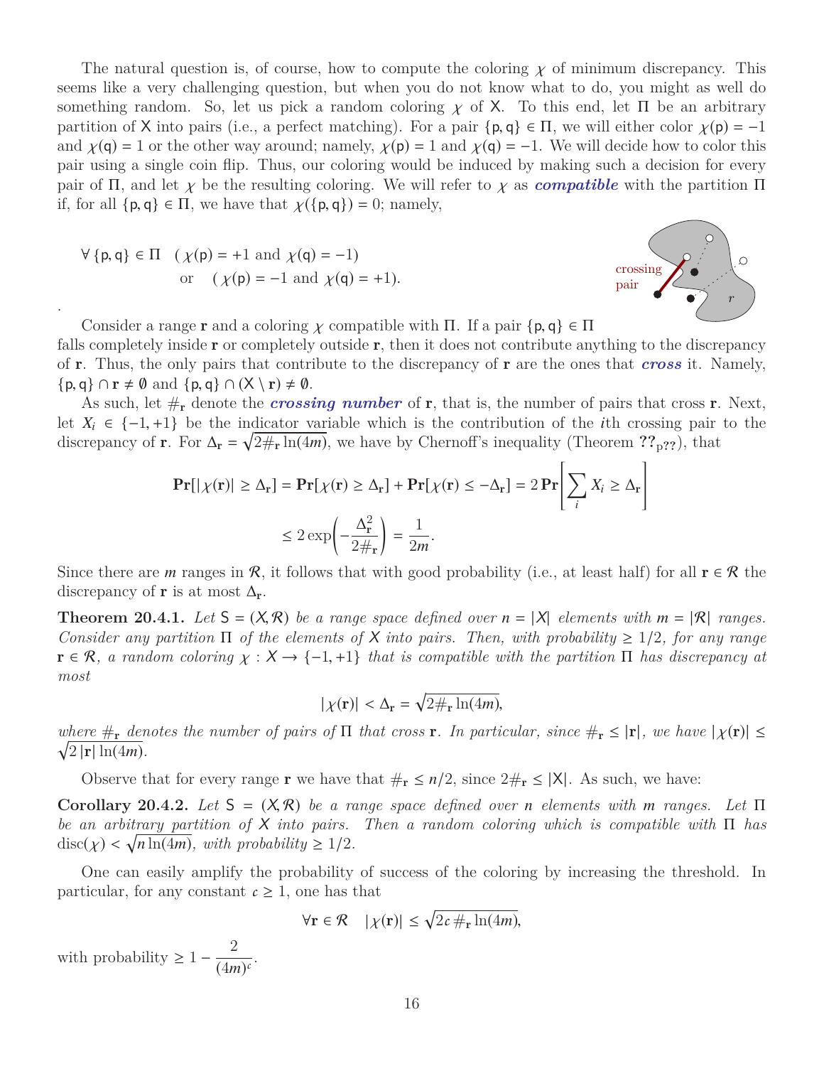The natural question is, of course, how to compute the coloring $\chi$ of minimum discrepancy. This seems like a very challenging question, but when you do not know what to do, you might as well do something random. So, let us pick a random coloring $\chi$ of $X$. To this end, let $\Pi$ be an arbitrary partition of $X$ into pairs (i.e., a perfect matching). For a pair $\{p, q\} \in \Pi$, we will either color $\chi(p) = -1$ and $\chi(q) = 1$ or the other way around; namely, $\chi(p) = 1$ and $\chi(q) = -1$. We will decide how to color this pair using a single coin flip. Thus, our coloring would be induced by making such a decision for every pair of $\Pi$, and let $\chi$ be the resulting coloring. We will refer to $\chi$ as ***compatible*** with the partition $\Pi$ if, for all $\{p, q\} \in \Pi$, we have that $\chi(\{p, q\}) = 0$; namely,

$$\forall \{p, q\} \in \Pi \quad (\chi(p) = +1 \text{ and } \chi(q) = -1) \\ \text{or} \quad (\chi(p) = -1 \text{ and } \chi(q) = +1).$$

.

Consider a range $\mathbf{r}$ and a coloring $\chi$ compatible with $\Pi$. If a pair $\{p, q\} \in \Pi$ falls completely inside $\mathbf{r}$ or completely outside $\mathbf{r}$, then it does not contribute anything to the discrepancy of $\mathbf{r}$. Thus, the only pairs that contribute to the discrepancy of $\mathbf{r}$ are the ones that ***cross*** it. Namely, $\{p, q\} \cap \mathbf{r} \neq \emptyset$ and $\{p, q\} \cap (X \setminus \mathbf{r}) \neq \emptyset$.

As such, let $\#_{\mathbf{r}}$ denote the ***crossing number*** of $\mathbf{r}$, that is, the number of pairs that cross $\mathbf{r}$. Next, let $X_i \in \{-1, +1\}$ be the indicator variable which is the contribution of the $i$th crossing pair to the discrepancy of $\mathbf{r}$. For $\Delta_{\mathbf{r}} = \sqrt{2\#_{\mathbf{r}} \ln(4m)}$, we have by Chernoff's inequality (Theorem ??$_{p??}$), that

$$\mathbf{Pr}[|\chi(\mathbf{r})| \geq \Delta_{\mathbf{r}}] = \mathbf{Pr}[\chi(\mathbf{r}) \geq \Delta_{\mathbf{r}}] + \mathbf{Pr}[\chi(\mathbf{r}) \leq -\Delta_{\mathbf{r}}] = 2\,\mathbf{Pr}\left[\sum_i X_i \geq \Delta_{\mathbf{r}}\right]$$
$$\leq 2\exp\left(-\frac{\Delta_{\mathbf{r}}^2}{2\#_{\mathbf{r}}}\right) = \frac{1}{2m}.$$

Since there are $m$ ranges in $\mathcal{R}$, it follows that with good probability (i.e., at least half) for all $\mathbf{r} \in \mathcal{R}$ the discrepancy of $\mathbf{r}$ is at most $\Delta_{\mathbf{r}}$.

**Theorem 20.4.1.** *Let $S = (X, \mathcal{R})$ be a range space defined over $n = |X|$ elements with $m = |\mathcal{R}|$ ranges. Consider any partition $\Pi$ of the elements of $X$ into pairs. Then, with probability $\geq 1/2$, for any range $\mathbf{r} \in \mathcal{R}$, a random coloring $\chi : X \to \{-1, +1\}$ that is compatible with the partition $\Pi$ has discrepancy at most*

$$|\chi(\mathbf{r})| < \Delta_{\mathbf{r}} = \sqrt{2\#_{\mathbf{r}} \ln(4m)},$$

*where $\#_{\mathbf{r}}$ denotes the number of pairs of $\Pi$ that cross $\mathbf{r}$. In particular, since $\#_{\mathbf{r}} \leq |\mathbf{r}|$, we have $|\chi(\mathbf{r})| \leq \sqrt{2\,|\mathbf{r}|\ln(4m)}$.*

Observe that for every range $\mathbf{r}$ we have that $\#_{\mathbf{r}} \leq n/2$, since $2\#_{\mathbf{r}} \leq |X|$. As such, we have:

**Corollary 20.4.2.** *Let $S = (X, \mathcal{R})$ be a range space defined over $n$ elements with $m$ ranges. Let $\Pi$ be an arbitrary partition of $X$ into pairs. Then a random coloring which is compatible with $\Pi$ has $\mathrm{disc}(\chi) < \sqrt{n \ln(4m)}$, with probability $\geq 1/2$.*

One can easily amplify the probability of success of the coloring by increasing the threshold. In particular, for any constant $c \geq 1$, one has that

$$\forall \mathbf{r} \in \mathcal{R} \quad |\chi(\mathbf{r})| \leq \sqrt{2c\,\#_{\mathbf{r}} \ln(4m)},$$

with probability $\geq 1 - \dfrac{2}{(4m)^c}$.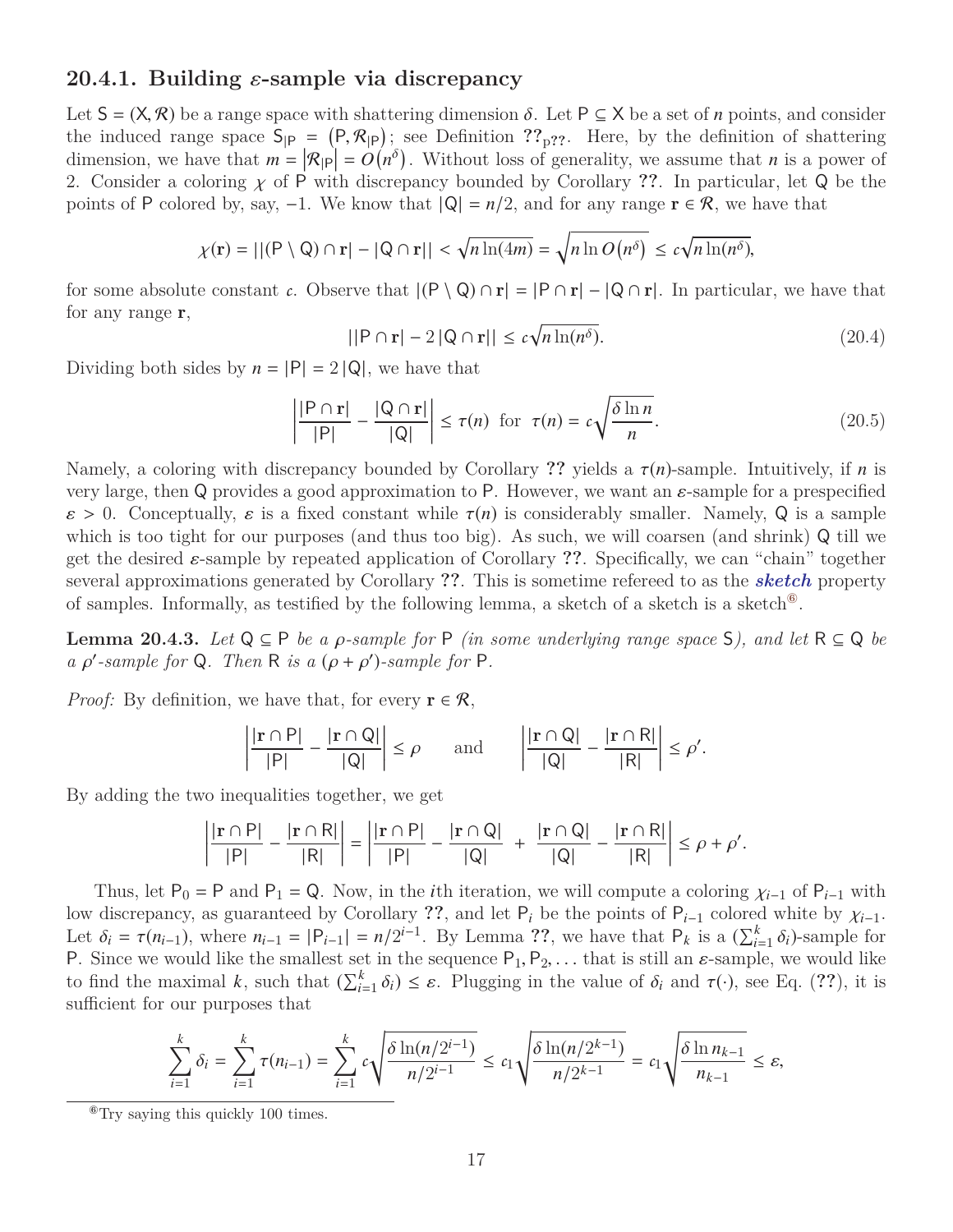### 20.4.1. Building $\varepsilon$-sample via discrepancy

Let $\mathsf{S} = (\mathsf{X}, \mathcal{R})$ be a range space with shattering dimension $\delta$. Let $\mathsf{P} \subseteq \mathsf{X}$ be a set of $n$ points, and consider the induced range space $\mathsf{S}_{|\mathsf{P}} = (\mathsf{P}, \mathcal{R}_{|\mathsf{P}})$; see Definition ??$_{\text{p??}}$. Here, by the definition of shattering dimension, we have that $m = |\mathcal{R}_{|\mathsf{P}}| = O(n^\delta)$. Without loss of generality, we assume that $n$ is a power of 2. Consider a coloring $\chi$ of $\mathsf{P}$ with discrepancy bounded by Corollary ??. In particular, let $\mathsf{Q}$ be the points of $\mathsf{P}$ colored by, say, $-1$. We know that $|\mathsf{Q}| = n/2$, and for any range $\mathbf{r} \in \mathcal{R}$, we have that

$$\chi(\mathbf{r}) = \left| |(\mathsf{P} \setminus \mathsf{Q}) \cap \mathbf{r}| - |\mathsf{Q} \cap \mathbf{r}| \right| < \sqrt{n \ln(4m)} = \sqrt{n \ln O(n^\delta)} \leq c\sqrt{n \ln(n^\delta)},$$

for some absolute constant $c$. Observe that $|(\mathsf{P} \setminus \mathsf{Q}) \cap \mathbf{r}| = |\mathsf{P} \cap \mathbf{r}| - |\mathsf{Q} \cap \mathbf{r}|$. In particular, we have that for any range $\mathbf{r}$,

$$\left| |\mathsf{P} \cap \mathbf{r}| - 2\,|\mathsf{Q} \cap \mathbf{r}| \right| \leq c\sqrt{n \ln(n^\delta)}. \tag{20.4}$$

Dividing both sides by $n = |\mathsf{P}| = 2\,|\mathsf{Q}|$, we have that

$$\left| \frac{|\mathsf{P} \cap \mathbf{r}|}{|\mathsf{P}|} - \frac{|\mathsf{Q} \cap \mathbf{r}|}{|\mathsf{Q}|} \right| \leq \tau(n) \;\text{ for }\; \tau(n) = c\sqrt{\frac{\delta \ln n}{n}}. \tag{20.5}$$

Namely, a coloring with discrepancy bounded by Corollary ?? yields a $\tau(n)$-sample. Intuitively, if $n$ is very large, then $\mathsf{Q}$ provides a good approximation to $\mathsf{P}$. However, we want an $\varepsilon$-sample for a prespecified $\varepsilon > 0$. Conceptually, $\varepsilon$ is a fixed constant while $\tau(n)$ is considerably smaller. Namely, $\mathsf{Q}$ is a sample which is too tight for our purposes (and thus too big). As such, we will coarsen (and shrink) $\mathsf{Q}$ till we get the desired $\varepsilon$-sample by repeated application of Corollary ??. Specifically, we can "chain" together several approximations generated by Corollary ??. This is sometime refereed to as the ***sketch*** property of samples. Informally, as testified by the following lemma, a sketch of a sketch is a sketch[6].

**Lemma 20.4.3.** *Let $\mathsf{Q} \subseteq \mathsf{P}$ be a $\rho$-sample for $\mathsf{P}$ (in some underlying range space $\mathsf{S}$), and let $\mathsf{R} \subseteq \mathsf{Q}$ be a $\rho'$-sample for $\mathsf{Q}$. Then $\mathsf{R}$ is a $(\rho + \rho')$-sample for $\mathsf{P}$.*

*Proof:* By definition, we have that, for every $\mathbf{r} \in \mathcal{R}$,

$$\left| \frac{|\mathbf{r} \cap \mathsf{P}|}{|\mathsf{P}|} - \frac{|\mathbf{r} \cap \mathsf{Q}|}{|\mathsf{Q}|} \right| \leq \rho \qquad \text{and} \qquad \left| \frac{|\mathbf{r} \cap \mathsf{Q}|}{|\mathsf{Q}|} - \frac{|\mathbf{r} \cap \mathsf{R}|}{|\mathsf{R}|} \right| \leq \rho'.$$

By adding the two inequalities together, we get

$$\left| \frac{|\mathbf{r} \cap \mathsf{P}|}{|\mathsf{P}|} - \frac{|\mathbf{r} \cap \mathsf{R}|}{|\mathsf{R}|} \right| = \left| \frac{|\mathbf{r} \cap \mathsf{P}|}{|\mathsf{P}|} - \frac{|\mathbf{r} \cap \mathsf{Q}|}{|\mathsf{Q}|} \;+\; \frac{|\mathbf{r} \cap \mathsf{Q}|}{|\mathsf{Q}|} - \frac{|\mathbf{r} \cap \mathsf{R}|}{|\mathsf{R}|} \right| \leq \rho + \rho'.$$

Thus, let $\mathsf{P}_0 = \mathsf{P}$ and $\mathsf{P}_1 = \mathsf{Q}$. Now, in the $i$th iteration, we will compute a coloring $\chi_{i-1}$ of $\mathsf{P}_{i-1}$ with low discrepancy, as guaranteed by Corollary ??, and let $\mathsf{P}_i$ be the points of $\mathsf{P}_{i-1}$ colored white by $\chi_{i-1}$. Let $\delta_i = \tau(n_{i-1})$, where $n_{i-1} = |\mathsf{P}_{i-1}| = n/2^{i-1}$. By Lemma ??, we have that $\mathsf{P}_k$ is a $(\sum_{i=1}^{k} \delta_i)$-sample for $\mathsf{P}$. Since we would like the smallest set in the sequence $\mathsf{P}_1, \mathsf{P}_2, \ldots$ that is still an $\varepsilon$-sample, we would like to find the maximal $k$, such that $(\sum_{i=1}^{k} \delta_i) \leq \varepsilon$. Plugging in the value of $\delta_i$ and $\tau(\cdot)$, see Eq. (??), it is sufficient for our purposes that

$$\sum_{i=1}^{k} \delta_i = \sum_{i=1}^{k} \tau(n_{i-1}) = \sum_{i=1}^{k} c\sqrt{\frac{\delta \ln(n/2^{i-1})}{n/2^{i-1}}} \leq c_1\sqrt{\frac{\delta \ln(n/2^{k-1})}{n/2^{k-1}}} = c_1\sqrt{\frac{\delta \ln n_{k-1}}{n_{k-1}}} \leq \varepsilon,$$

[6] Try saying this quickly 100 times.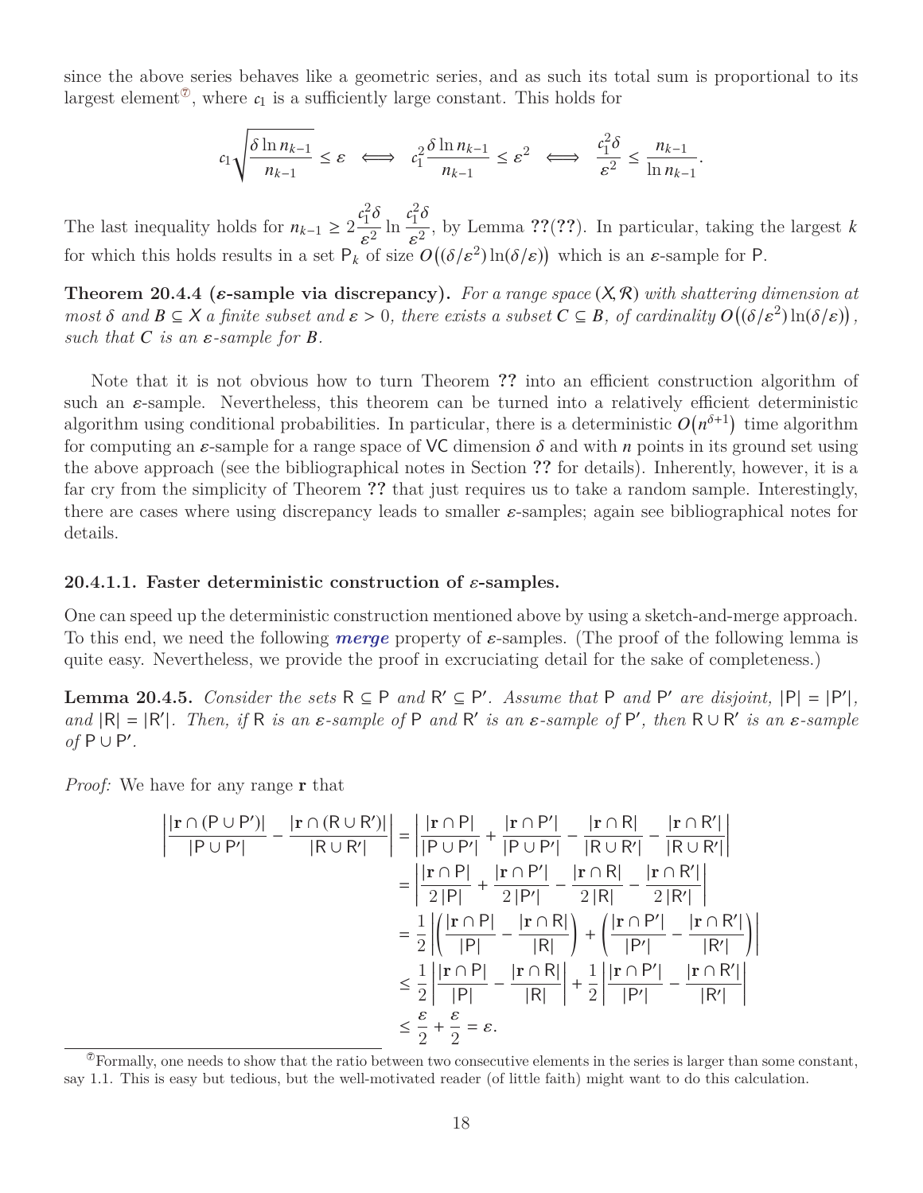since the above series behaves like a geometric series, and as such its total sum is proportional to its largest element[7], where $c_1$ is a sufficiently large constant. This holds for

$$c_1\sqrt{\frac{\delta \ln n_{k-1}}{n_{k-1}}} \le \varepsilon \iff c_1^2 \frac{\delta \ln n_{k-1}}{n_{k-1}} \le \varepsilon^2 \iff \frac{c_1^2 \delta}{\varepsilon^2} \le \frac{n_{k-1}}{\ln n_{k-1}}.$$

The last inequality holds for $n_{k-1} \ge 2\frac{c_1^2\delta}{\varepsilon^2} \ln \frac{c_1^2\delta}{\varepsilon^2}$, by Lemma **??**(**??**). In particular, taking the largest $k$ for which this holds results in a set $\mathsf{P}_k$ of size $O\big((\delta/\varepsilon^2)\ln(\delta/\varepsilon)\big)$ which is an $\varepsilon$-sample for $\mathsf{P}$.

**Theorem 20.4.4 ($\varepsilon$-sample via discrepancy).** *For a range space $(\mathsf{X}, \mathcal{R})$ with shattering dimension at most $\delta$ and $B \subseteq \mathsf{X}$ a finite subset and $\varepsilon > 0$, there exists a subset $C \subseteq B$, of cardinality $O\big((\delta/\varepsilon^2)\ln(\delta/\varepsilon)\big)$, such that $C$ is an $\varepsilon$-sample for $B$.*

Note that it is not obvious how to turn Theorem **??** into an efficient construction algorithm of such an $\varepsilon$-sample. Nevertheless, this theorem can be turned into a relatively efficient deterministic algorithm using conditional probabilities. In particular, there is a deterministic $O\big(n^{\delta+1}\big)$ time algorithm for computing an $\varepsilon$-sample for a range space of $\mathsf{VC}$ dimension $\delta$ and with $n$ points in its ground set using the above approach (see the bibliographical notes in Section **??** for details). Inherently, however, it is a far cry from the simplicity of Theorem **??** that just requires us to take a random sample. Interestingly, there are cases where using discrepancy leads to smaller $\varepsilon$-samples; again see bibliographical notes for details.

#### 20.4.1.1. Faster deterministic construction of $\varepsilon$-samples.

One can speed up the deterministic construction mentioned above by using a sketch-and-merge approach. To this end, we need the following ***merge*** property of $\varepsilon$-samples. (The proof of the following lemma is quite easy. Nevertheless, we provide the proof in excruciating detail for the sake of completeness.)

**Lemma 20.4.5.** *Consider the sets $\mathsf{R} \subseteq \mathsf{P}$ and $\mathsf{R}' \subseteq \mathsf{P}'$. Assume that $\mathsf{P}$ and $\mathsf{P}'$ are disjoint, $|\mathsf{P}| = |\mathsf{P}'|$, and $|\mathsf{R}| = |\mathsf{R}'|$. Then, if $\mathsf{R}$ is an $\varepsilon$-sample of $\mathsf{P}$ and $\mathsf{R}'$ is an $\varepsilon$-sample of $\mathsf{P}'$, then $\mathsf{R} \cup \mathsf{R}'$ is an $\varepsilon$-sample of $\mathsf{P} \cup \mathsf{P}'$.*

*Proof:* We have for any range $\mathbf{r}$ that

$$\begin{aligned}
\left| \frac{|\mathbf{r} \cap (\mathsf{P} \cup \mathsf{P}')|}{|\mathsf{P} \cup \mathsf{P}'|} - \frac{|\mathbf{r} \cap (\mathsf{R} \cup \mathsf{R}')|}{|\mathsf{R} \cup \mathsf{R}'|} \right| &= \left| \frac{|\mathbf{r} \cap \mathsf{P}|}{|\mathsf{P} \cup \mathsf{P}'|} + \frac{|\mathbf{r} \cap \mathsf{P}'|}{|\mathsf{P} \cup \mathsf{P}'|} - \frac{|\mathbf{r} \cap \mathsf{R}|}{|\mathsf{R} \cup \mathsf{R}'|} - \frac{|\mathbf{r} \cap \mathsf{R}'|}{|\mathsf{R} \cup \mathsf{R}'|} \right| \\
&= \left| \frac{|\mathbf{r} \cap \mathsf{P}|}{2\,|\mathsf{P}|} + \frac{|\mathbf{r} \cap \mathsf{P}'|}{2\,|\mathsf{P}'|} - \frac{|\mathbf{r} \cap \mathsf{R}|}{2\,|\mathsf{R}|} - \frac{|\mathbf{r} \cap \mathsf{R}'|}{2\,|\mathsf{R}'|} \right| \\
&= \frac{1}{2}\left| \left( \frac{|\mathbf{r} \cap \mathsf{P}|}{|\mathsf{P}|} - \frac{|\mathbf{r} \cap \mathsf{R}|}{|\mathsf{R}|} \right) + \left( \frac{|\mathbf{r} \cap \mathsf{P}'|}{|\mathsf{P}'|} - \frac{|\mathbf{r} \cap \mathsf{R}'|}{|\mathsf{R}'|} \right) \right| \\
&\le \frac{1}{2}\left| \frac{|\mathbf{r} \cap \mathsf{P}|}{|\mathsf{P}|} - \frac{|\mathbf{r} \cap \mathsf{R}|}{|\mathsf{R}|} \right| + \frac{1}{2}\left| \frac{|\mathbf{r} \cap \mathsf{P}'|}{|\mathsf{P}'|} - \frac{|\mathbf{r} \cap \mathsf{R}'|}{|\mathsf{R}'|} \right| \\
&\le \frac{\varepsilon}{2} + \frac{\varepsilon}{2} = \varepsilon.
\end{aligned}$$

---

[7] Formally, one needs to show that the ratio between two consecutive elements in the series is larger than some constant, say 1.1. This is easy but tedious, but the well-motivated reader (of little faith) might want to do this calculation.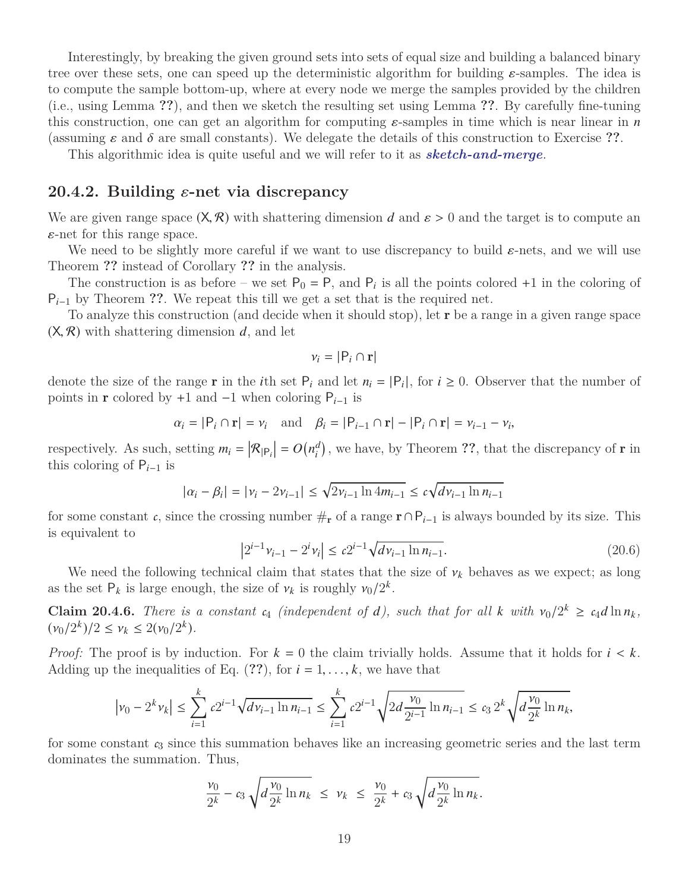Interestingly, by breaking the given ground sets into sets of equal size and building a balanced binary tree over these sets, one can speed up the deterministic algorithm for building $\varepsilon$-samples. The idea is to compute the sample bottom-up, where at every node we merge the samples provided by the children (i.e., using Lemma ??), and then we sketch the resulting set using Lemma ??. By carefully fine-tuning this construction, one can get an algorithm for computing $\varepsilon$-samples in time which is near linear in $n$ (assuming $\varepsilon$ and $\delta$ are small constants). We delegate the details of this construction to Exercise ??.

This algorithmic idea is quite useful and we will refer to it as ***sketch-and-merge***.

### 20.4.2. Building $\varepsilon$-net via discrepancy

We are given range space $(\mathsf{X}, \mathcal{R})$ with shattering dimension $d$ and $\varepsilon > 0$ and the target is to compute an $\varepsilon$-net for this range space.

We need to be slightly more careful if we want to use discrepancy to build $\varepsilon$-nets, and we will use Theorem ?? instead of Corollary ?? in the analysis.

The construction is as before – we set $\mathsf{P}_0 = \mathsf{P}$, and $\mathsf{P}_i$ is all the points colored $+1$ in the coloring of $\mathsf{P}_{i-1}$ by Theorem ??. We repeat this till we get a set that is the required net.

To analyze this construction (and decide when it should stop), let $\mathbf{r}$ be a range in a given range space $(\mathsf{X}, \mathcal{R})$ with shattering dimension $d$, and let

$$\nu_i = |\mathsf{P}_i \cap \mathbf{r}|$$

denote the size of the range $\mathbf{r}$ in the $i$th set $\mathsf{P}_i$ and let $n_i = |\mathsf{P}_i|$, for $i \geq 0$. Observe that the number of points in $\mathbf{r}$ colored $+1$ and $-1$ when coloring $\mathsf{P}_{i-1}$ is

$$\alpha_i = |\mathsf{P}_i \cap \mathbf{r}| = \nu_i \quad \text{and} \quad \beta_i = |\mathsf{P}_{i-1} \cap \mathbf{r}| - |\mathsf{P}_i \cap \mathbf{r}| = \nu_{i-1} - \nu_i,$$

respectively. As such, setting $m_i = \left|\mathcal{R}_{|\mathsf{P}_i}\right| = O\left(n_i^d\right)$, we have, by Theorem ??, that the discrepancy of $\mathbf{r}$ in this coloring of $\mathsf{P}_{i-1}$ is

$$|\alpha_i - \beta_i| = |\nu_i - 2\nu_{i-1}| \leq \sqrt{2\nu_{i-1} \ln 4m_{i-1}} \leq c\sqrt{d\nu_{i-1} \ln n_{i-1}}$$

for some constant $c$, since the crossing number $\#_{\mathbf{r}}$ of a range $\mathbf{r} \cap \mathsf{P}_{i-1}$ is always bounded by its size. This is equivalent to

$$\left|2^{i-1}\nu_{i-1} - 2^i \nu_i\right| \leq c 2^{i-1}\sqrt{d\nu_{i-1} \ln n_{i-1}}. \tag{20.6}$$

We need the following technical claim that states that the size of $\nu_k$ behaves as we expect; as long as the set $\mathsf{P}_k$ is large enough, the size of $\nu_k$ is roughly $\nu_0/2^k$.

**Claim 20.4.6.** *There is a constant $c_4$ (independent of $d$), such that for all $k$ with $\nu_0/2^k \geq c_4 d \ln n_k$, $(\nu_0/2^k)/2 \leq \nu_k \leq 2(\nu_0/2^k)$.*

*Proof:* The proof is by induction. For $k = 0$ the claim trivially holds. Assume that it holds for $i < k$. Adding up the inequalities of Eq. (??), for $i = 1, \ldots, k$, we have that

$$\left|\nu_0 - 2^k \nu_k\right| \leq \sum_{i=1}^{k} c 2^{i-1}\sqrt{d\nu_{i-1} \ln n_{i-1}} \leq \sum_{i=1}^{k} c 2^{i-1}\sqrt{2d\frac{\nu_0}{2^{i-1}} \ln n_{i-1}} \leq c_3\, 2^k \sqrt{d\frac{\nu_0}{2^k} \ln n_k},$$

for some constant $c_3$ since this summation behaves like an increasing geometric series and the last term dominates the summation. Thus,

$$\frac{\nu_0}{2^k} - c_3\sqrt{d\frac{\nu_0}{2^k} \ln n_k} \;\leq\; \nu_k \;\leq\; \frac{\nu_0}{2^k} + c_3\sqrt{d\frac{\nu_0}{2^k} \ln n_k}.$$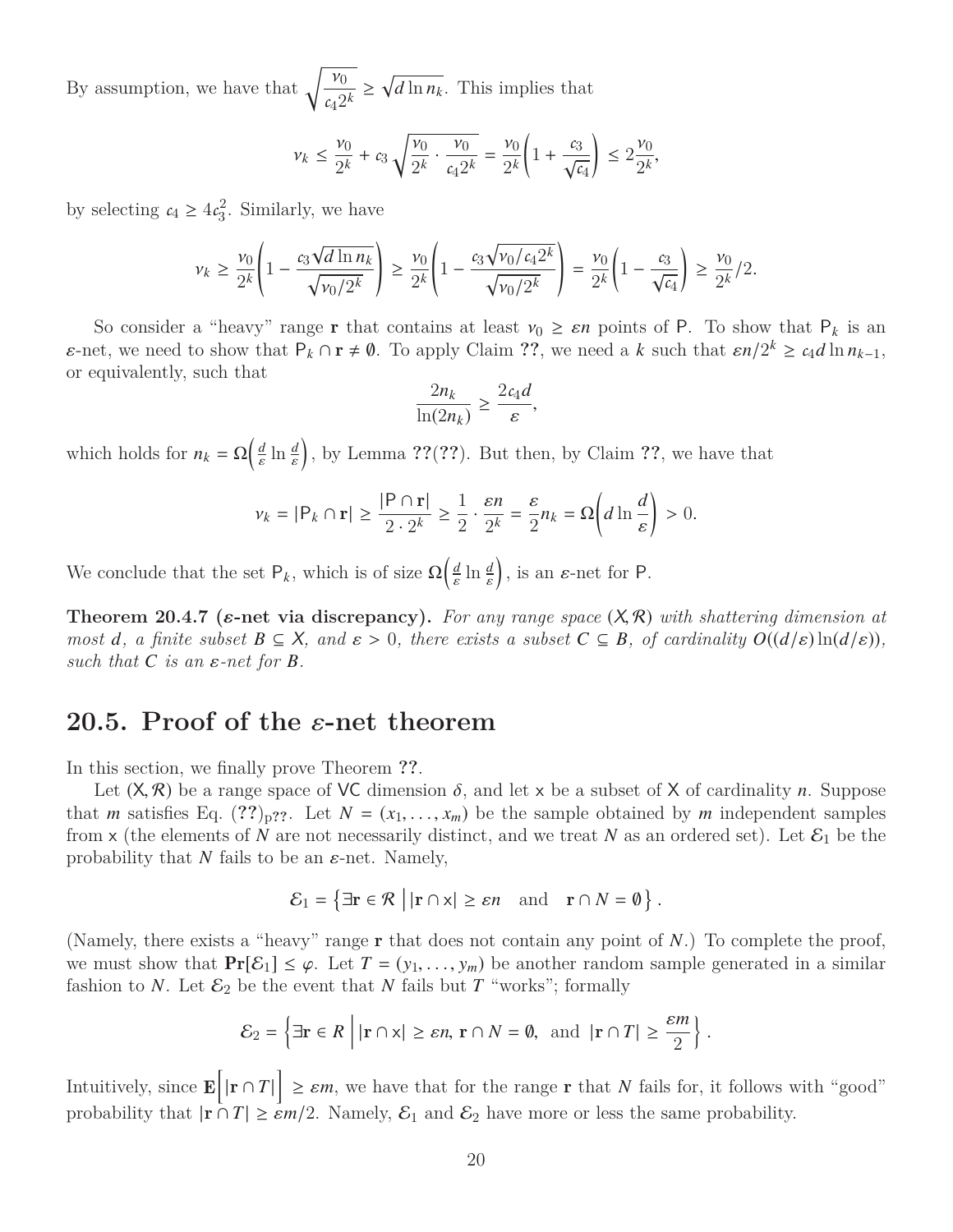By assumption, we have that $\sqrt{\frac{\nu_0}{c_4 2^k}} \geq \sqrt{d \ln n_k}$. This implies that

$$\nu_k \leq \frac{\nu_0}{2^k} + c_3 \sqrt{\frac{\nu_0}{2^k} \cdot \frac{\nu_0}{c_4 2^k}} = \frac{\nu_0}{2^k}\left(1 + \frac{c_3}{\sqrt{c_4}}\right) \leq 2\frac{\nu_0}{2^k},$$

by selecting $c_4 \geq 4c_3^2$. Similarly, we have

$$\nu_k \geq \frac{\nu_0}{2^k}\left(1 - \frac{c_3\sqrt{d \ln n_k}}{\sqrt{\nu_0/2^k}}\right) \geq \frac{\nu_0}{2^k}\left(1 - \frac{c_3\sqrt{\nu_0/c_4 2^k}}{\sqrt{\nu_0/2^k}}\right) = \frac{\nu_0}{2^k}\left(1 - \frac{c_3}{\sqrt{c_4}}\right) \geq \frac{\nu_0}{2^k}/2.$$

So consider a "heavy" range $\mathbf{r}$ that contains at least $\nu_0 \geq \varepsilon n$ points of $\mathsf{P}$. To show that $\mathsf{P}_k$ is an $\varepsilon$-net, we need to show that $\mathsf{P}_k \cap \mathbf{r} \neq \emptyset$. To apply Claim ??, we need a $k$ such that $\varepsilon n/2^k \geq c_4 d \ln n_{k-1}$, or equivalently, such that

$$\frac{2n_k}{\ln(2n_k)} \geq \frac{2c_4 d}{\varepsilon},$$

which holds for $n_k = \Omega\left(\frac{d}{\varepsilon} \ln \frac{d}{\varepsilon}\right)$, by Lemma ??(??). But then, by Claim ??, we have that

$$\nu_k = |\mathsf{P}_k \cap \mathbf{r}| \geq \frac{|\mathsf{P} \cap \mathbf{r}|}{2 \cdot 2^k} \geq \frac{1}{2} \cdot \frac{\varepsilon n}{2^k} = \frac{\varepsilon}{2} n_k = \Omega\left(d \ln \frac{d}{\varepsilon}\right) > 0.$$

We conclude that the set $\mathsf{P}_k$, which is of size $\Omega\left(\frac{d}{\varepsilon} \ln \frac{d}{\varepsilon}\right)$, is an $\varepsilon$-net for $\mathsf{P}$.

**Theorem 20.4.7 ($\varepsilon$-net via discrepancy).** *For any range space $(\mathsf{X}, \mathcal{R})$ with shattering dimension at most $d$, a finite subset $B \subseteq \mathsf{X}$, and $\varepsilon > 0$, there exists a subset $C \subseteq B$, of cardinality $O((d/\varepsilon)\ln(d/\varepsilon))$, such that $C$ is an $\varepsilon$-net for $B$.*

## 20.5. Proof of the $\varepsilon$-net theorem

In this section, we finally prove Theorem ??.

Let $(\mathsf{X}, \mathcal{R})$ be a range space of VC dimension $\delta$, and let $\mathsf{x}$ be a subset of $\mathsf{X}$ of cardinality $n$. Suppose that $m$ satisfies Eq. $(??)_{p??}$. Let $N = (x_1, \ldots, x_m)$ be the sample obtained by $m$ independent samples from $\mathsf{x}$ (the elements of $N$ are not necessarily distinct, and we treat $N$ as an ordered set). Let $\mathcal{E}_1$ be the probability that $N$ fails to be an $\varepsilon$-net. Namely,

$$\mathcal{E}_1 = \left\{ \exists \mathbf{r} \in \mathcal{R} \;\middle|\; |\mathbf{r} \cap \mathsf{x}| \geq \varepsilon n \quad \text{and} \quad \mathbf{r} \cap N = \emptyset \right\}.$$

(Namely, there exists a "heavy" range $\mathbf{r}$ that does not contain any point of $N$.) To complete the proof, we must show that $\mathbf{Pr}[\mathcal{E}_1] \leq \varphi$. Let $T = (y_1, \ldots, y_m)$ be another random sample generated in a similar fashion to $N$. Let $\mathcal{E}_2$ be the event that $N$ fails but $T$ "works"; formally

$$\mathcal{E}_2 = \left\{ \exists \mathbf{r} \in R \;\middle|\; |\mathbf{r} \cap \mathsf{x}| \geq \varepsilon n, \; \mathbf{r} \cap N = \emptyset, \; \text{and} \; |\mathbf{r} \cap T| \geq \frac{\varepsilon m}{2} \right\}.$$

Intuitively, since $\mathbf{E}\Big[|\mathbf{r} \cap T|\Big] \geq \varepsilon m$, we have that for the range $\mathbf{r}$ that $N$ fails for, it follows with "good" probability that $|\mathbf{r} \cap T| \geq \varepsilon m/2$. Namely, $\mathcal{E}_1$ and $\mathcal{E}_2$ have more or less the same probability.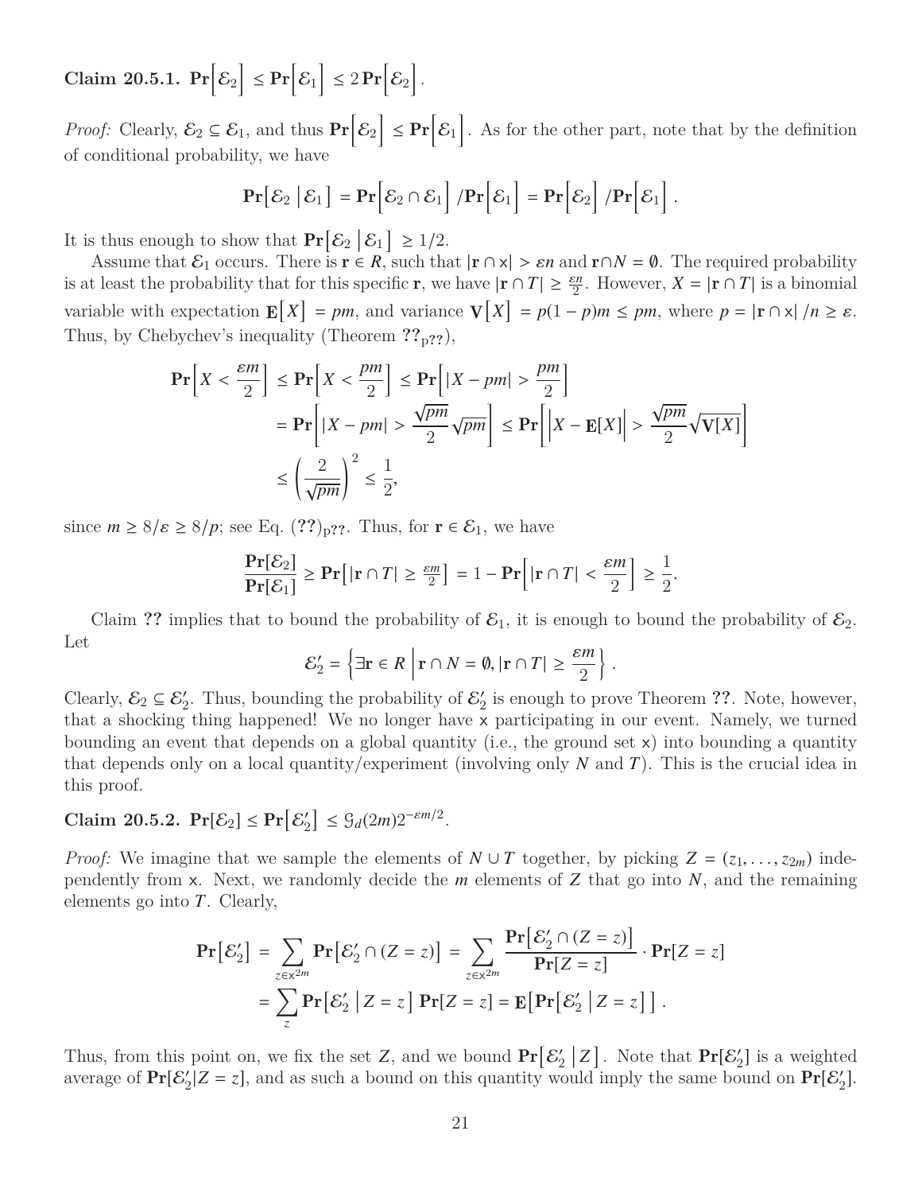**Claim 20.5.1.** $\mathbf{Pr}\left[\mathcal{E}_2\right] \leq \mathbf{Pr}\left[\mathcal{E}_1\right] \leq 2\,\mathbf{Pr}\left[\mathcal{E}_2\right]$.

*Proof:* Clearly, $\mathcal{E}_2 \subseteq \mathcal{E}_1$, and thus $\mathbf{Pr}\left[\mathcal{E}_2\right] \leq \mathbf{Pr}\left[\mathcal{E}_1\right]$. As for the other part, note that by the definition of conditional probability, we have

$$\mathbf{Pr}\left[\mathcal{E}_2 \,\middle|\, \mathcal{E}_1\right] = \mathbf{Pr}\left[\mathcal{E}_2 \cap \mathcal{E}_1\right] / \mathbf{Pr}\left[\mathcal{E}_1\right] = \mathbf{Pr}\left[\mathcal{E}_2\right] / \mathbf{Pr}\left[\mathcal{E}_1\right].$$

It is thus enough to show that $\mathbf{Pr}\left[\mathcal{E}_2 \,\middle|\, \mathcal{E}_1\right] \geq 1/2$.

Assume that $\mathcal{E}_1$ occurs. There is $\mathbf{r} \in R$, such that $|\mathbf{r} \cap \mathsf{x}| > \varepsilon n$ and $\mathbf{r} \cap N = \emptyset$. The required probability is at least the probability that for this specific $\mathbf{r}$, we have $|\mathbf{r} \cap T| \geq \frac{\varepsilon n}{2}$. However, $X = |\mathbf{r} \cap T|$ is a binomial variable with expectation $\mathbf{E}\left[X\right] = pm$, and variance $\mathbf{V}\left[X\right] = p(1-p)m \leq pm$, where $p = |\mathbf{r} \cap \mathsf{x}| / n \geq \varepsilon$. Thus, by Chebychev's inequality (Theorem $\mathbf{??}_{\text{p??}}$),

$$\begin{aligned}
\mathbf{Pr}\left[X < \frac{\varepsilon m}{2}\right] &\leq \mathbf{Pr}\left[X < \frac{pm}{2}\right] \leq \mathbf{Pr}\left[|X - pm| > \frac{pm}{2}\right] \\
&= \mathbf{Pr}\left[|X - pm| > \frac{\sqrt{pm}}{2}\sqrt{pm}\right] \leq \mathbf{Pr}\left[\left|X - \mathbf{E}[X]\right| > \frac{\sqrt{pm}}{2}\sqrt{\mathbf{V}[X]}\right] \\
&\leq \left(\frac{2}{\sqrt{pm}}\right)^2 \leq \frac{1}{2},
\end{aligned}$$

since $m \geq 8/\varepsilon \geq 8/p$; see Eq. $(\mathbf{??})_{\text{p??}}$. Thus, for $\mathbf{r} \in \mathcal{E}_1$, we have

$$\frac{\mathbf{Pr}[\mathcal{E}_2]}{\mathbf{Pr}[\mathcal{E}_1]} \geq \mathbf{Pr}\left[|\mathbf{r} \cap T| \geq \tfrac{\varepsilon m}{2}\right] = 1 - \mathbf{Pr}\left[|\mathbf{r} \cap T| < \frac{\varepsilon m}{2}\right] \geq \frac{1}{2}.$$

Claim **??** implies that to bound the probability of $\mathcal{E}_1$, it is enough to bound the probability of $\mathcal{E}_2$. Let

$$\mathcal{E}_2' = \left\{ \exists \mathbf{r} \in R \,\middle|\, \mathbf{r} \cap N = \emptyset, |\mathbf{r} \cap T| \geq \frac{\varepsilon m}{2} \right\}.$$

Clearly, $\mathcal{E}_2 \subseteq \mathcal{E}_2'$. Thus, bounding the probability of $\mathcal{E}_2'$ is enough to prove Theorem **??**. Note, however, that a shocking thing happened! We no longer have $\mathsf{x}$ participating in our event. Namely, we turned bounding an event that depends on a global quantity (i.e., the ground set $\mathsf{x}$) into bounding a quantity that depends only on a local quantity/experiment (involving only $N$ and $T$). This is the crucial idea in this proof.

**Claim 20.5.2.** $\mathbf{Pr}[\mathcal{E}_2] \leq \mathbf{Pr}\left[\mathcal{E}_2'\right] \leq \mathcal{G}_d(2m) 2^{-\varepsilon m/2}$.

*Proof:* We imagine that we sample the elements of $N \cup T$ together, by picking $Z = (z_1, \ldots, z_{2m})$ independently from $\mathsf{x}$. Next, we randomly decide the $m$ elements of $Z$ that go into $N$, and the remaining elements go into $T$. Clearly,

$$\begin{aligned}
\mathbf{Pr}\left[\mathcal{E}_2'\right] &= \sum_{z \in \mathsf{x}^{2m}} \mathbf{Pr}\left[\mathcal{E}_2' \cap (Z = z)\right] = \sum_{z \in \mathsf{x}^{2m}} \frac{\mathbf{Pr}\left[\mathcal{E}_2' \cap (Z = z)\right]}{\mathbf{Pr}[Z = z]} \cdot \mathbf{Pr}[Z = z] \\
&= \sum_{z} \mathbf{Pr}\left[\mathcal{E}_2' \,\middle|\, Z = z\right] \mathbf{Pr}[Z = z] = \mathbf{E}\left[\mathbf{Pr}\left[\mathcal{E}_2' \,\middle|\, Z = z\right]\right].
\end{aligned}$$

Thus, from this point on, we fix the set $Z$, and we bound $\mathbf{Pr}\left[\mathcal{E}_2' \,\middle|\, Z\right]$. Note that $\mathbf{Pr}[\mathcal{E}_2']$ is a weighted average of $\mathbf{Pr}[\mathcal{E}_2' | Z = z]$, and as such a bound on this quantity would imply the same bound on $\mathbf{Pr}[\mathcal{E}_2']$.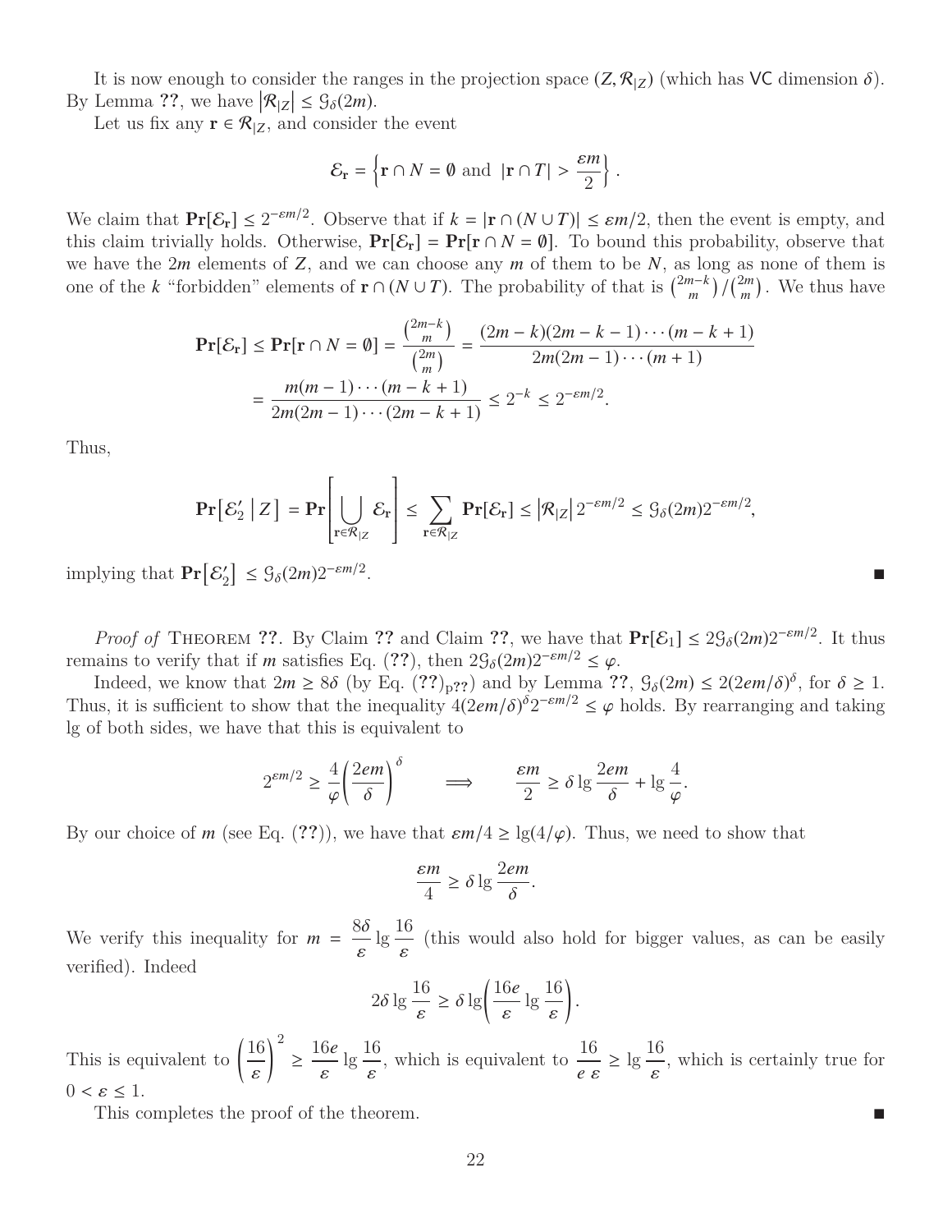It is now enough to consider the ranges in the projection space $(Z, \mathcal{R}_{|Z})$ (which has VC dimension $\delta$). By Lemma ??, we have $\left|\mathcal{R}_{|Z}\right| \leq \mathcal{G}_\delta(2m)$.

Let us fix any $\mathbf{r} \in \mathcal{R}_{|Z}$, and consider the event

$$\mathcal{E}_\mathbf{r} = \left\{ \mathbf{r} \cap N = \emptyset \text{ and } |\mathbf{r} \cap T| > \frac{\varepsilon m}{2} \right\}.$$

We claim that $\mathbf{Pr}[\mathcal{E}_\mathbf{r}] \leq 2^{-\varepsilon m/2}$. Observe that if $k = |\mathbf{r} \cap (N \cup T)| \leq \varepsilon m/2$, then the event is empty, and this claim trivially holds. Otherwise, $\mathbf{Pr}[\mathcal{E}_\mathbf{r}] = \mathbf{Pr}[\mathbf{r} \cap N = \emptyset]$. To bound this probability, observe that we have the $2m$ elements of $Z$, and we can choose any $m$ of them to be $N$, as long as none of them is one of the $k$ "forbidden" elements of $\mathbf{r} \cap (N \cup T)$. The probability of that is $\binom{2m-k}{m} / \binom{2m}{m}$. We thus have

$$\begin{aligned}
\mathbf{Pr}[\mathcal{E}_\mathbf{r}] \leq \mathbf{Pr}[\mathbf{r} \cap N = \emptyset] &= \frac{\binom{2m-k}{m}}{\binom{2m}{m}} = \frac{(2m-k)(2m-k-1)\cdots(m-k+1)}{2m(2m-1)\cdots(m+1)} \\
&= \frac{m(m-1)\cdots(m-k+1)}{2m(2m-1)\cdots(2m-k+1)} \leq 2^{-k} \leq 2^{-\varepsilon m/2}.
\end{aligned}$$

Thus,

$$\mathbf{Pr}\left[\mathcal{E}_2' \,\middle|\, Z\right] = \mathbf{Pr}\left[\bigcup_{\mathbf{r} \in \mathcal{R}_{|Z}} \mathcal{E}_\mathbf{r}\right] \leq \sum_{\mathbf{r} \in \mathcal{R}_{|Z}} \mathbf{Pr}[\mathcal{E}_\mathbf{r}] \leq \left|\mathcal{R}_{|Z}\right| 2^{-\varepsilon m/2} \leq \mathcal{G}_\delta(2m) 2^{-\varepsilon m/2},$$

implying that $\mathbf{Pr}\left[\mathcal{E}_2'\right] \leq \mathcal{G}_\delta(2m) 2^{-\varepsilon m/2}$. ∎

*Proof of* Theorem ??. By Claim ?? and Claim ??, we have that $\mathbf{Pr}[\mathcal{E}_1] \leq 2\mathcal{G}_\delta(2m)2^{-\varepsilon m/2}$. It thus remains to verify that if $m$ satisfies Eq. (??), then $2\mathcal{G}_\delta(2m)2^{-\varepsilon m/2} \leq \varphi$.

Indeed, we know that $2m \geq 8\delta$ (by Eq. $(??)_{\text{p??}}$) and by Lemma ??, $\mathcal{G}_\delta(2m) \leq 2(2em/\delta)^\delta$, for $\delta \geq 1$. Thus, it is sufficient to show that the inequality $4(2em/\delta)^\delta 2^{-\varepsilon m/2} \leq \varphi$ holds. By rearranging and taking lg of both sides, we have that this is equivalent to

$$2^{\varepsilon m/2} \geq \frac{4}{\varphi}\left(\frac{2em}{\delta}\right)^\delta \qquad \Longrightarrow \qquad \frac{\varepsilon m}{2} \geq \delta \lg \frac{2em}{\delta} + \lg \frac{4}{\varphi}.$$

By our choice of $m$ (see Eq. (??)), we have that $\varepsilon m/4 \geq \lg(4/\varphi)$. Thus, we need to show that

$$\frac{\varepsilon m}{4} \geq \delta \lg \frac{2em}{\delta}.$$

We verify this inequality for $m = \dfrac{8\delta}{\varepsilon} \lg \dfrac{16}{\varepsilon}$ (this would also hold for bigger values, as can be easily verified). Indeed

$$2\delta \lg \frac{16}{\varepsilon} \geq \delta \lg\left(\frac{16e}{\varepsilon} \lg \frac{16}{\varepsilon}\right).$$

This is equivalent to $\left(\dfrac{16}{\varepsilon}\right)^2 \geq \dfrac{16e}{\varepsilon} \lg \dfrac{16}{\varepsilon}$, which is equivalent to $\dfrac{16}{e\,\varepsilon} \geq \lg \dfrac{16}{\varepsilon}$, which is certainly true for $0 < \varepsilon \leq 1$.

This completes the proof of the theorem. ∎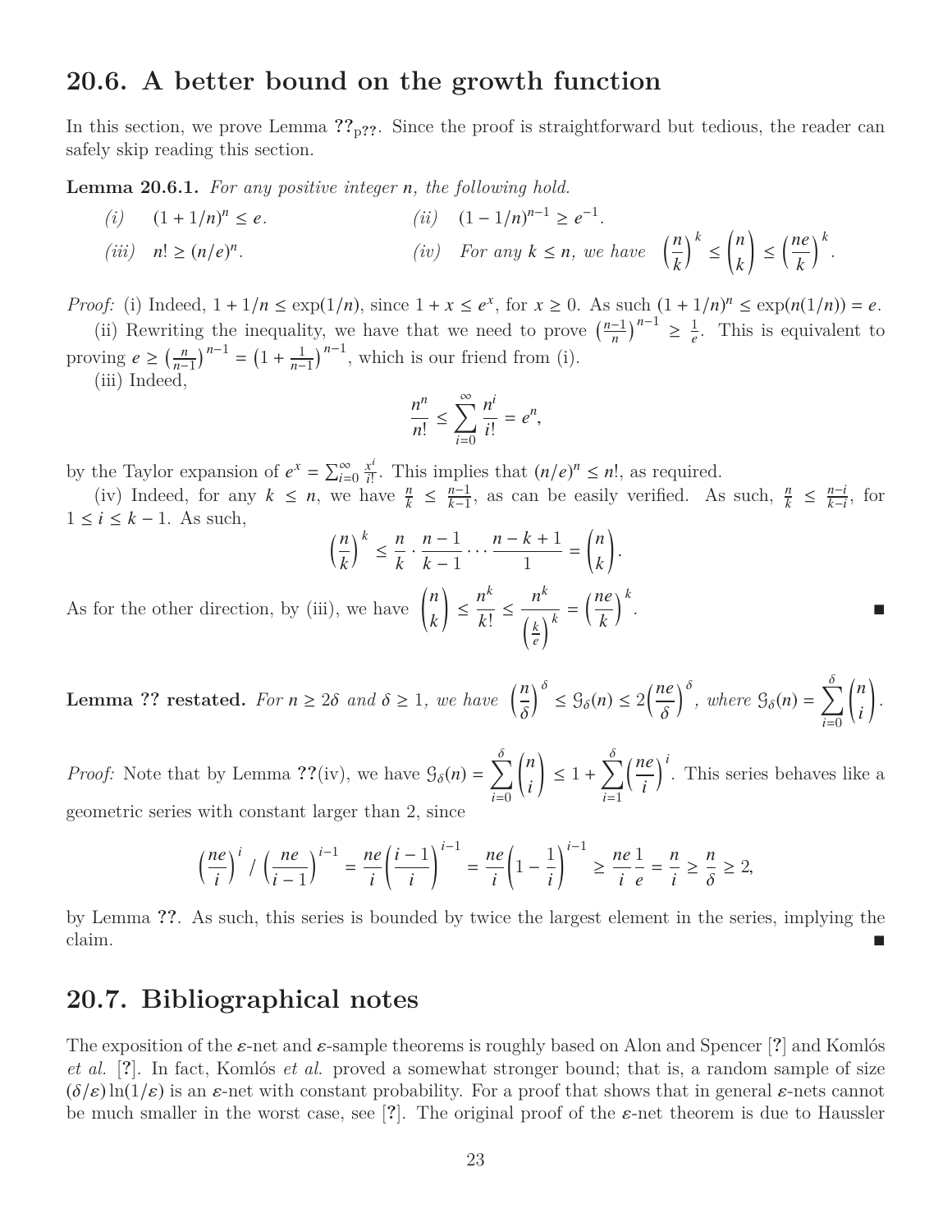## 20.6. A better bound on the growth function

In this section, we prove Lemma ??$_{\text{p??}}$. Since the proof is straightforward but tedious, the reader can safely skip reading this section.

**Lemma 20.6.1.** *For any positive integer $n$, the following hold.*

*(i)* $(1 + 1/n)^n \le e$.

*(ii)* $(1 - 1/n)^{n-1} \ge e^{-1}$.

*(iii)* $n! \ge (n/e)^n$.

*(iv)* *For any $k \le n$, we have* $\left(\frac{n}{k}\right)^k \le \binom{n}{k} \le \left(\frac{ne}{k}\right)^k$.

*Proof:* (i) Indeed, $1 + 1/n \le \exp(1/n)$, since $1 + x \le e^x$, for $x \ge 0$. As such $(1 + 1/n)^n \le \exp(n(1/n)) = e$.

(ii) Rewriting the inequality, we have that we need to prove $\left(\frac{n-1}{n}\right)^{n-1} \ge \frac{1}{e}$. This is equivalent to proving $e \ge \left(\frac{n}{n-1}\right)^{n-1} = \left(1 + \frac{1}{n-1}\right)^{n-1}$, which is our friend from (i).

(iii) Indeed,

$$\frac{n^n}{n!} \le \sum_{i=0}^{\infty} \frac{n^i}{i!} = e^n,$$

by the Taylor expansion of $e^x = \sum_{i=0}^{\infty} \frac{x^i}{i!}$. This implies that $(n/e)^n \le n!$, as required.

(iv) Indeed, for any $k \le n$, we have $\frac{n}{k} \le \frac{n-1}{k-1}$, as can be easily verified. As such, $\frac{n}{k} \le \frac{n-i}{k-i}$, for $1 \le i \le k-1$. As such,

$$\left(\frac{n}{k}\right)^k \le \frac{n}{k} \cdot \frac{n-1}{k-1} \cdots \frac{n-k+1}{1} = \binom{n}{k}.$$

As for the other direction, by (iii), we have $\binom{n}{k} \le \frac{n^k}{k!} \le \frac{n^k}{\left(\frac{k}{e}\right)^k} = \left(\frac{ne}{k}\right)^k$. ∎

**Lemma ?? restated.** *For $n \ge 2\delta$ and $\delta \ge 1$, we have* $\left(\frac{n}{\delta}\right)^\delta \le \mathcal{G}_\delta(n) \le 2\left(\frac{ne}{\delta}\right)^\delta$, *where* $\mathcal{G}_\delta(n) = \sum_{i=0}^{\delta} \binom{n}{i}$.

*Proof:* Note that by Lemma ??(iv), we have $\mathcal{G}_\delta(n) = \sum_{i=0}^{\delta} \binom{n}{i} \le 1 + \sum_{i=1}^{\delta} \left(\frac{ne}{i}\right)^i$. This series behaves like a geometric series with constant larger than 2, since

$$\left(\frac{ne}{i}\right)^i \Big/ \left(\frac{ne}{i-1}\right)^{i-1} = \frac{ne}{i}\left(\frac{i-1}{i}\right)^{i-1} = \frac{ne}{i}\left(1 - \frac{1}{i}\right)^{i-1} \ge \frac{ne}{i}\frac{1}{e} = \frac{n}{i} \ge \frac{n}{\delta} \ge 2,$$

by Lemma ??. As such, this series is bounded by twice the largest element in the series, implying the claim. ∎

## 20.7. Bibliographical notes

The exposition of the $\varepsilon$-net and $\varepsilon$-sample theorems is roughly based on Alon and Spencer [?] and Komlós *et al.* [?]. In fact, Komlós *et al.* proved a somewhat stronger bound; that is, a random sample of size $(\delta/\varepsilon)\ln(1/\varepsilon)$ is an $\varepsilon$-net with constant probability. For a proof that shows that in general $\varepsilon$-nets cannot be much smaller in the worst case, see [?]. The original proof of the $\varepsilon$-net theorem is due to Haussler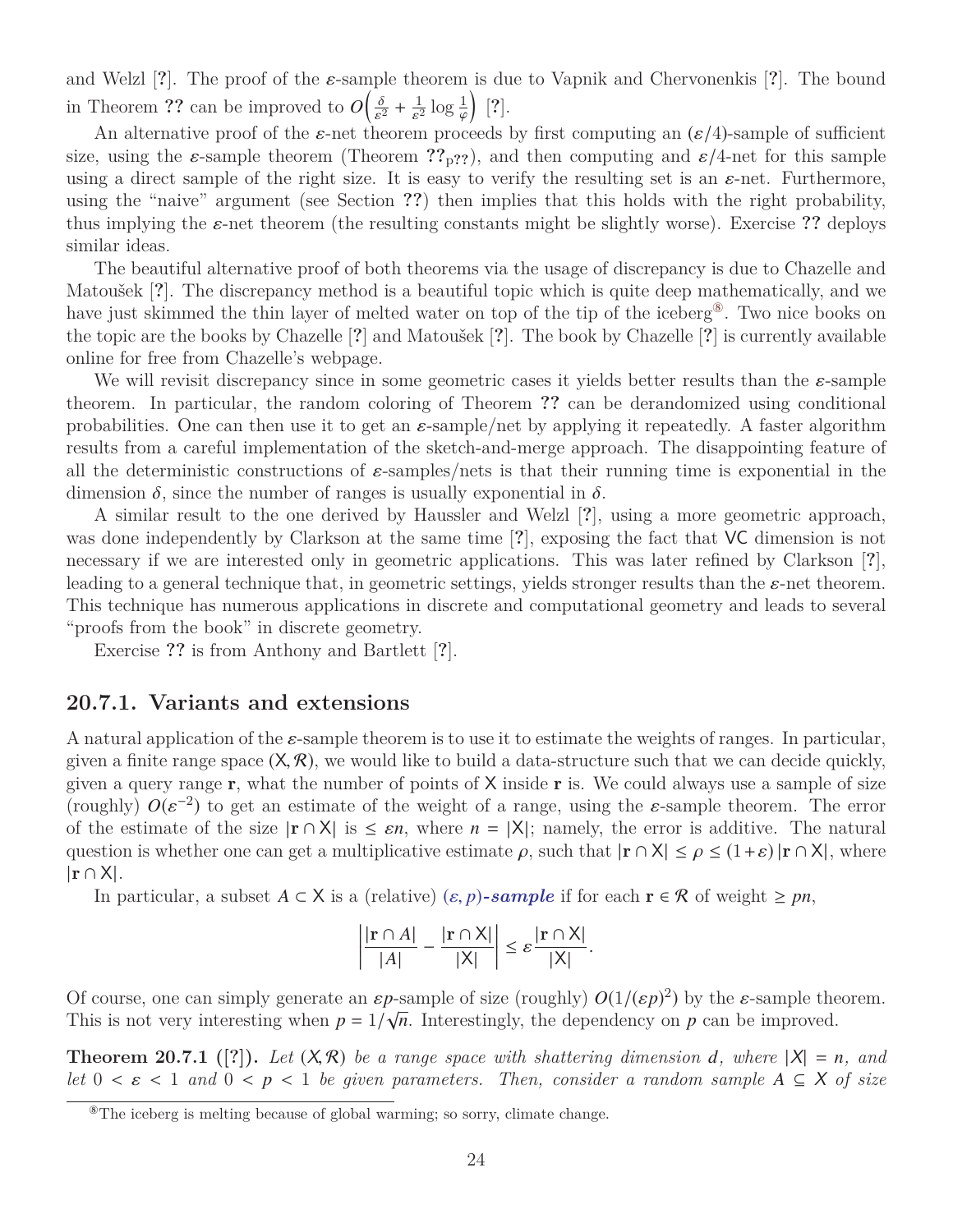and Welzl [?]. The proof of the $\varepsilon$-sample theorem is due to Vapnik and Chervonenkis [?]. The bound in Theorem ?? can be improved to $O\left(\frac{\delta}{\varepsilon^2} + \frac{1}{\varepsilon^2}\log\frac{1}{\varphi}\right)$ [?].

An alternative proof of the $\varepsilon$-net theorem proceeds by first computing an $(\varepsilon/4)$-sample of sufficient size, using the $\varepsilon$-sample theorem (Theorem ??$_{p??}$), and then computing and $\varepsilon/4$-net for this sample using a direct sample of the right size. It is easy to verify the resulting set is an $\varepsilon$-net. Furthermore, using the "naive" argument (see Section ??) then implies that this holds with the right probability, thus implying the $\varepsilon$-net theorem (the resulting constants might be slightly worse). Exercise ?? deploys similar ideas.

The beautiful alternative proof of both theorems via the usage of discrepancy is due to Chazelle and Matoušek [?]. The discrepancy method is a beautiful topic which is quite deep mathematically, and we have just skimmed the thin layer of melted water on top of the tip of the iceberg[8]. Two nice books on the topic are the books by Chazelle [?] and Matoušek [?]. The book by Chazelle [?] is currently available online for free from Chazelle's webpage.

We will revisit discrepancy since in some geometric cases it yields better results than the $\varepsilon$-sample theorem. In particular, the random coloring of Theorem ?? can be derandomized using conditional probabilities. One can then use it to get an $\varepsilon$-sample/net by applying it repeatedly. A faster algorithm results from a careful implementation of the sketch-and-merge approach. The disappointing feature of all the deterministic constructions of $\varepsilon$-samples/nets is that their running time is exponential in the dimension $\delta$, since the number of ranges is usually exponential in $\delta$.

A similar result to the one derived by Haussler and Welzl [?], using a more geometric approach, was done independently by Clarkson at the same time [?], exposing the fact that VC dimension is not necessary if we are interested only in geometric applications. This was later refined by Clarkson [?], leading to a general technique that, in geometric settings, yields stronger results than the $\varepsilon$-net theorem. This technique has numerous applications in discrete and computational geometry and leads to several "proofs from the book" in discrete geometry.

Exercise ?? is from Anthony and Bartlett [?].

## 20.7.1. Variants and extensions

A natural application of the $\varepsilon$-sample theorem is to use it to estimate the weights of ranges. In particular, given a finite range space $(\mathsf{X}, \mathcal{R})$, we would like to build a data-structure such that we can decide quickly, given a query range $\mathbf{r}$, what the number of points of $\mathsf{X}$ inside $\mathbf{r}$ is. We could always use a sample of size (roughly) $O(\varepsilon^{-2})$ to get an estimate of the weight of a range, using the $\varepsilon$-sample theorem. The error of the estimate of the size $|\mathbf{r} \cap \mathsf{X}|$ is $\leq \varepsilon n$, where $n = |\mathsf{X}|$; namely, the error is additive. The natural question is whether one can get a multiplicative estimate $\rho$, such that $|\mathbf{r} \cap \mathsf{X}| \leq \rho \leq (1+\varepsilon)|\mathbf{r} \cap \mathsf{X}|$, where $|\mathbf{r} \cap \mathsf{X}|$.

In particular, a subset $A \subset \mathsf{X}$ is a (relative) ***$(\varepsilon, p)$-sample*** if for each $\mathbf{r} \in \mathcal{R}$ of weight $\geq pn$,

$$\left| \frac{|\mathbf{r} \cap A|}{|A|} - \frac{|\mathbf{r} \cap \mathsf{X}|}{|\mathsf{X}|} \right| \leq \varepsilon \frac{|\mathbf{r} \cap \mathsf{X}|}{|\mathsf{X}|}.$$

Of course, one can simply generate an $\varepsilon p$-sample of size (roughly) $O(1/(\varepsilon p)^2)$ by the $\varepsilon$-sample theorem. This is not very interesting when $p = 1/\sqrt{n}$. Interestingly, the dependency on $p$ can be improved.

**Theorem 20.7.1** ([?]). *Let $(X, \mathcal{R})$ be a range space with shattering dimension $d$, where $|X| = n$, and let $0 < \varepsilon < 1$ and $0 < p < 1$ be given parameters. Then, consider a random sample $A \subseteq X$ of size*

[8] The iceberg is melting because of global warming; so sorry, climate change.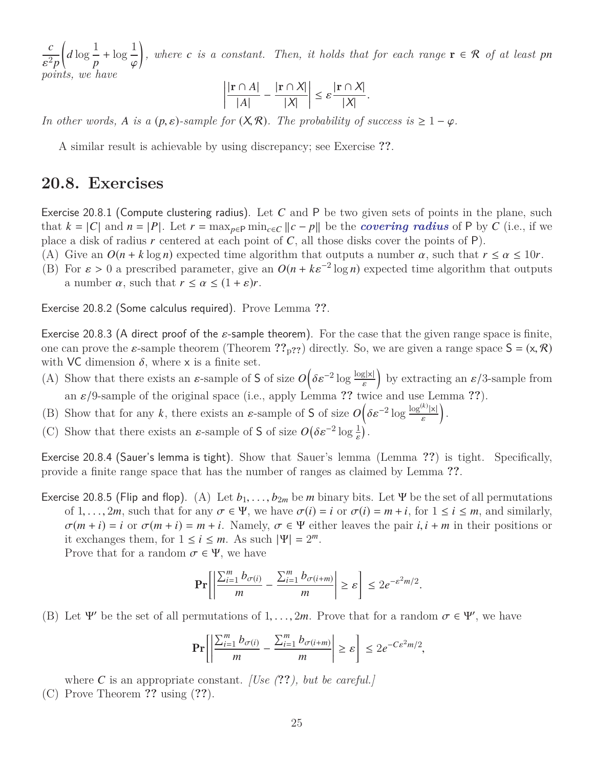$\dfrac{c}{\varepsilon^2 p}\left(d \log \dfrac{1}{p} + \log \dfrac{1}{\varphi}\right)$, *where $c$ is a constant. Then, it holds that for each range $\mathbf{r} \in \mathcal{R}$ of at least $pn$ points, we have*

$$\left| \frac{|\mathbf{r} \cap A|}{|A|} - \frac{|\mathbf{r} \cap X|}{|X|} \right| \le \varepsilon \frac{|\mathbf{r} \cap X|}{|X|}.$$

*In other words, $A$ is a $(p, \varepsilon)$-sample for $(X, \mathcal{R})$. The probability of success is $\ge 1 - \varphi$.*

A similar result is achievable by using discrepancy; see Exercise ??.

## 20.8. Exercises

Exercise 20.8.1 (Compute clustering radius). Let $C$ and $\mathsf{P}$ be two given sets of points in the plane, such that $k = |C|$ and $n = |P|$. Let $r = \max_{p \in \mathsf{P}} \min_{c \in C} \|c - p\|$ be the ***covering radius*** of $\mathsf{P}$ by $C$ (i.e., if we place a disk of radius $r$ centered at each point of $C$, all those disks cover the points of $\mathsf{P}$).

(A) Give an $O(n + k \log n)$ expected time algorithm that outputs a number $\alpha$, such that $r \le \alpha \le 10r$.

(B) For $\varepsilon > 0$ a prescribed parameter, give an $O(n + k\varepsilon^{-2} \log n)$ expected time algorithm that outputs a number $\alpha$, such that $r \le \alpha \le (1 + \varepsilon)r$.

Exercise 20.8.2 (Some calculus required). Prove Lemma ??.

Exercise 20.8.3 (A direct proof of the $\varepsilon$-sample theorem). For the case that the given range space is finite, one can prove the $\varepsilon$-sample theorem (Theorem $??_{p??}$) directly. So, we are given a range space $\mathsf{S} = (\mathsf{x}, \mathcal{R})$ with VC dimension $\delta$, where $\mathsf{x}$ is a finite set.

(A) Show that there exists an $\varepsilon$-sample of $\mathsf{S}$ of size $O\left(\delta \varepsilon^{-2} \log \frac{\log|\mathsf{x}|}{\varepsilon}\right)$ by extracting an $\varepsilon/3$-sample from an $\varepsilon/9$-sample of the original space (i.e., apply Lemma ?? twice and use Lemma ??).

(B) Show that for any $k$, there exists an $\varepsilon$-sample of $\mathsf{S}$ of size $O\left(\delta \varepsilon^{-2} \log \frac{\log^{(k)}|\mathsf{x}|}{\varepsilon}\right)$.

(C) Show that there exists an $\varepsilon$-sample of $\mathsf{S}$ of size $O\left(\delta \varepsilon^{-2} \log \frac{1}{\varepsilon}\right)$.

Exercise 20.8.4 (Sauer's lemma is tight). Show that Sauer's lemma (Lemma ??) is tight. Specifically, provide a finite range space that has the number of ranges as claimed by Lemma ??.

Exercise 20.8.5 (Flip and flop). (A) Let $b_1, \ldots, b_{2m}$ be $m$ binary bits. Let $\Psi$ be the set of all permutations of $1, \ldots, 2m$, such that for any $\sigma \in \Psi$, we have $\sigma(i) = i$ or $\sigma(i) = m + i$, for $1 \le i \le m$, and similarly, $\sigma(m + i) = i$ or $\sigma(m + i) = m + i$. Namely, $\sigma \in \Psi$ either leaves the pair $i, i + m$ in their positions or it exchanges them, for $1 \le i \le m$. As such $|\Psi| = 2^m$.

Prove that for a random $\sigma \in \Psi$, we have

$$\mathbf{Pr}\left[ \left| \frac{\sum_{i=1}^{m} b_{\sigma(i)}}{m} - \frac{\sum_{i=1}^{m} b_{\sigma(i+m)}}{m} \right| \ge \varepsilon \right] \le 2e^{-\varepsilon^2 m/2}.$$

(B) Let $\Psi'$ be the set of all permutations of $1, \ldots, 2m$. Prove that for a random $\sigma \in \Psi'$, we have

$$\mathbf{Pr}\left[ \left| \frac{\sum_{i=1}^{m} b_{\sigma(i)}}{m} - \frac{\sum_{i=1}^{m} b_{\sigma(i+m)}}{m} \right| \ge \varepsilon \right] \le 2e^{-C\varepsilon^2 m/2},$$

where $C$ is an appropriate constant. *[Use (??), but be careful.]*

(C) Prove Theorem ?? using (??).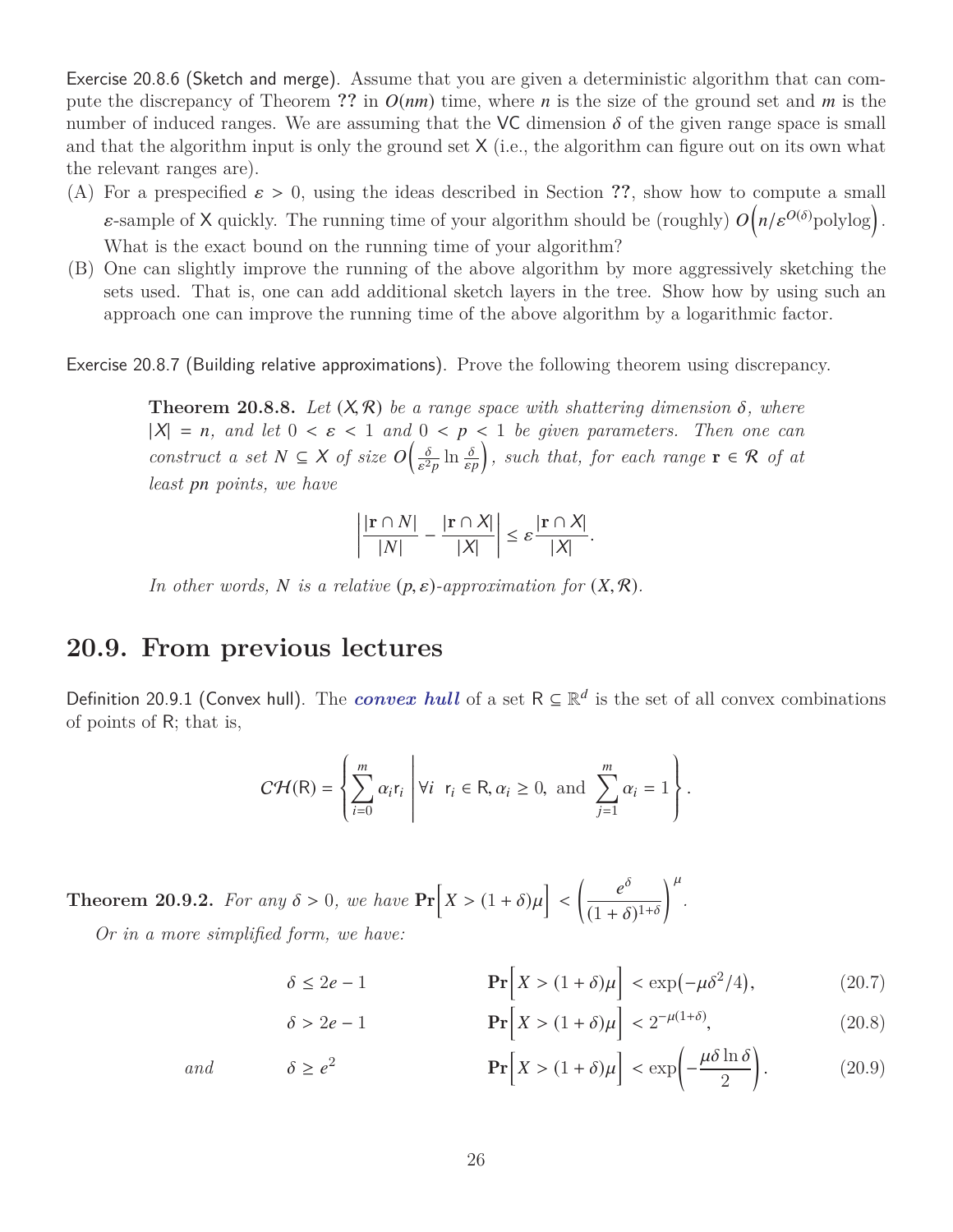Exercise 20.8.6 (Sketch and merge). Assume that you are given a deterministic algorithm that can compute the discrepancy of Theorem **??** in $O(nm)$ time, where $n$ is the size of the ground set and $m$ is the number of induced ranges. We are assuming that the VC dimension $\delta$ of the given range space is small and that the algorithm input is only the ground set $\mathsf{X}$ (i.e., the algorithm can figure out on its own what the relevant ranges are).

(A) For a prespecified $\varepsilon > 0$, using the ideas described in Section **??**, show how to compute a small $\varepsilon$-sample of $\mathsf{X}$ quickly. The running time of your algorithm should be (roughly) $O\left(n/\varepsilon^{O(\delta)}\text{polylog}\right)$. What is the exact bound on the running time of your algorithm?

(B) One can slightly improve the running of the above algorithm by more aggressively sketching the sets used. That is, one can add additional sketch layers in the tree. Show how by using such an approach one can improve the running time of the above algorithm by a logarithmic factor.

Exercise 20.8.7 (Building relative approximations). Prove the following theorem using discrepancy.

> **Theorem 20.8.8.** *Let $(X, \mathcal{R})$ be a range space with shattering dimension $\delta$, where $|X| = n$, and let $0 < \varepsilon < 1$ and $0 < p < 1$ be given parameters. Then one can construct a set $N \subseteq X$ of size $O\left(\frac{\delta}{\varepsilon^2 p} \ln \frac{\delta}{\varepsilon p}\right)$, such that, for each range $\mathbf{r} \in \mathcal{R}$ of at least $pn$ points, we have*
>
> $$\left| \frac{|\mathbf{r} \cap N|}{|N|} - \frac{|\mathbf{r} \cap X|}{|X|} \right| \leq \varepsilon \frac{|\mathbf{r} \cap X|}{|X|}.$$
>
> *In other words, $N$ is a relative $(p, \varepsilon)$-approximation for $(X, \mathcal{R})$.*

## 20.9. From previous lectures

Definition 20.9.1 (Convex hull). The ***convex hull*** of a set $\mathsf{R} \subseteq \mathbb{R}^d$ is the set of all convex combinations of points of $\mathsf{R}$; that is,

$$\mathcal{CH}(\mathsf{R}) = \left\{ \sum_{i=0}^{m} \alpha_i \mathsf{r}_i \;\middle|\; \forall i \;\; \mathsf{r}_i \in \mathsf{R}, \alpha_i \geq 0, \text{ and } \sum_{j=1}^{m} \alpha_i = 1 \right\}.$$

**Theorem 20.9.2.** *For any $\delta > 0$, we have $\mathbf{Pr}\left[X > (1+\delta)\mu\right] < \left(\frac{e^\delta}{(1+\delta)^{1+\delta}}\right)^\mu$.*

*Or in a more simplified form, we have:*

$$\delta \leq 2e - 1 \qquad \mathbf{Pr}\left[X > (1+\delta)\mu\right] < \exp\left(-\mu\delta^2/4\right), \tag{20.7}$$

$$\delta > 2e - 1 \qquad \mathbf{Pr}\left[X > (1+\delta)\mu\right] < 2^{-\mu(1+\delta)}, \tag{20.8}$$

$$\text{and} \qquad \delta \geq e^2 \qquad \mathbf{Pr}\left[X > (1+\delta)\mu\right] < \exp\left(-\frac{\mu\delta\ln\delta}{2}\right). \tag{20.9}$$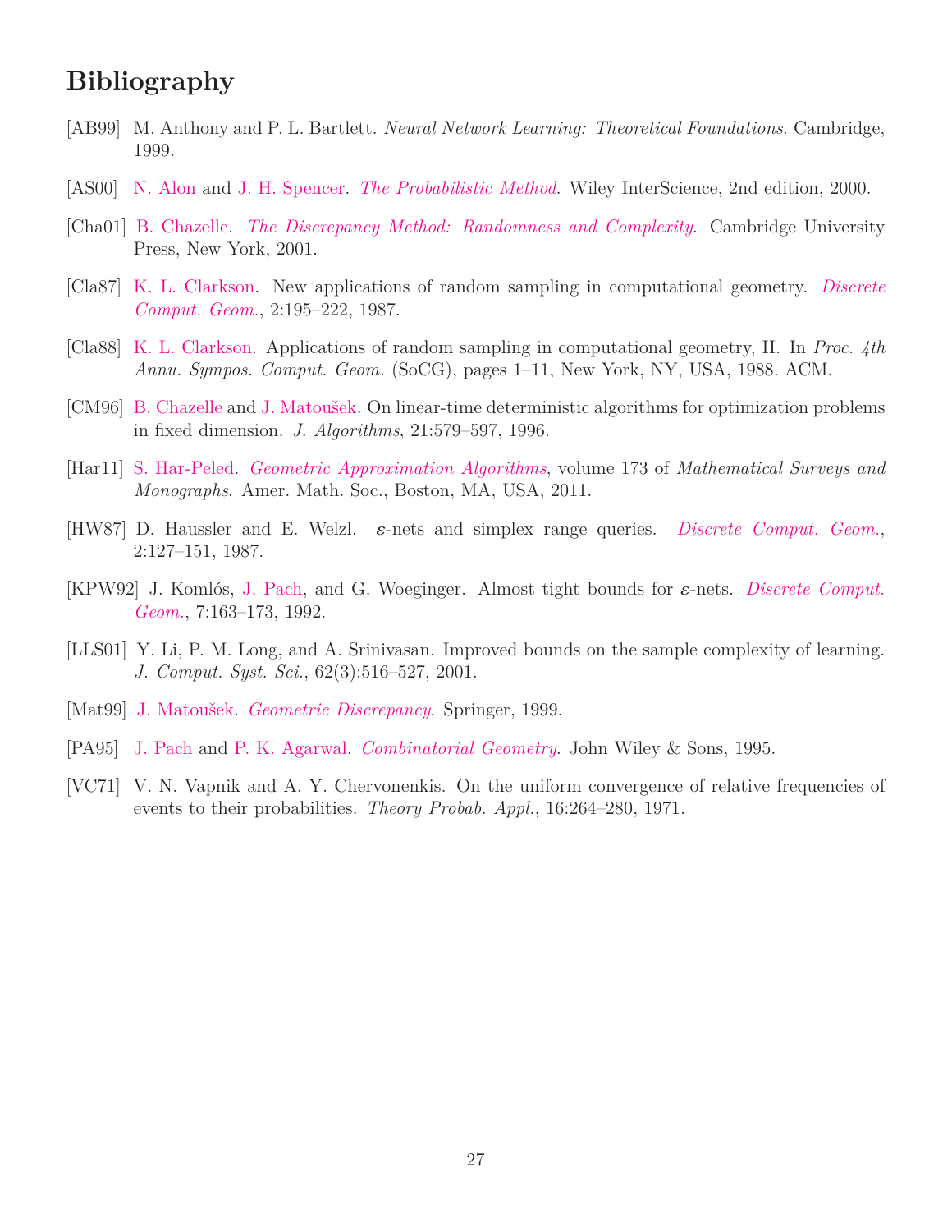# Bibliography

[AB99] M. Anthony and P. L. Bartlett. *Neural Network Learning: Theoretical Foundations*. Cambridge, 1999.

[AS00] N. Alon and J. H. Spencer. *The Probabilistic Method*. Wiley InterScience, 2nd edition, 2000.

[Cha01] B. Chazelle. *The Discrepancy Method: Randomness and Complexity*. Cambridge University Press, New York, 2001.

[Cla87] K. L. Clarkson. New applications of random sampling in computational geometry. *Discrete Comput. Geom.*, 2:195–222, 1987.

[Cla88] K. L. Clarkson. Applications of random sampling in computational geometry, II. In *Proc. 4th Annu. Sympos. Comput. Geom.* (SoCG), pages 1–11, New York, NY, USA, 1988. ACM.

[CM96] B. Chazelle and J. Matoušek. On linear-time deterministic algorithms for optimization problems in fixed dimension. *J. Algorithms*, 21:579–597, 1996.

[Har11] S. Har-Peled. *Geometric Approximation Algorithms*, volume 173 of *Mathematical Surveys and Monographs*. Amer. Math. Soc., Boston, MA, USA, 2011.

[HW87] D. Haussler and E. Welzl. $\varepsilon$-nets and simplex range queries. *Discrete Comput. Geom.*, 2:127–151, 1987.

[KPW92] J. Komlós, J. Pach, and G. Woeginger. Almost tight bounds for $\varepsilon$-nets. *Discrete Comput. Geom.*, 7:163–173, 1992.

[LLS01] Y. Li, P. M. Long, and A. Srinivasan. Improved bounds on the sample complexity of learning. *J. Comput. Syst. Sci.*, 62(3):516–527, 2001.

[Mat99] J. Matoušek. *Geometric Discrepancy*. Springer, 1999.

[PA95] J. Pach and P. K. Agarwal. *Combinatorial Geometry*. John Wiley & Sons, 1995.

[VC71] V. N. Vapnik and A. Y. Chervonenkis. On the uniform convergence of relative frequencies of events to their probabilities. *Theory Probab. Appl.*, 16:264–280, 1971.